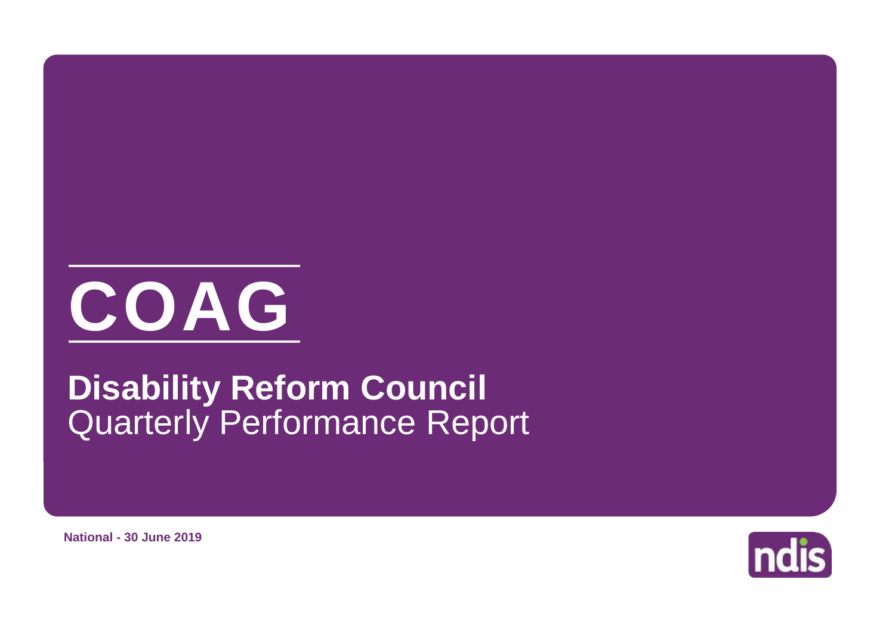# COAG

## Disability Reform Council
Quarterly Performance Report

**National - 30 June 2019**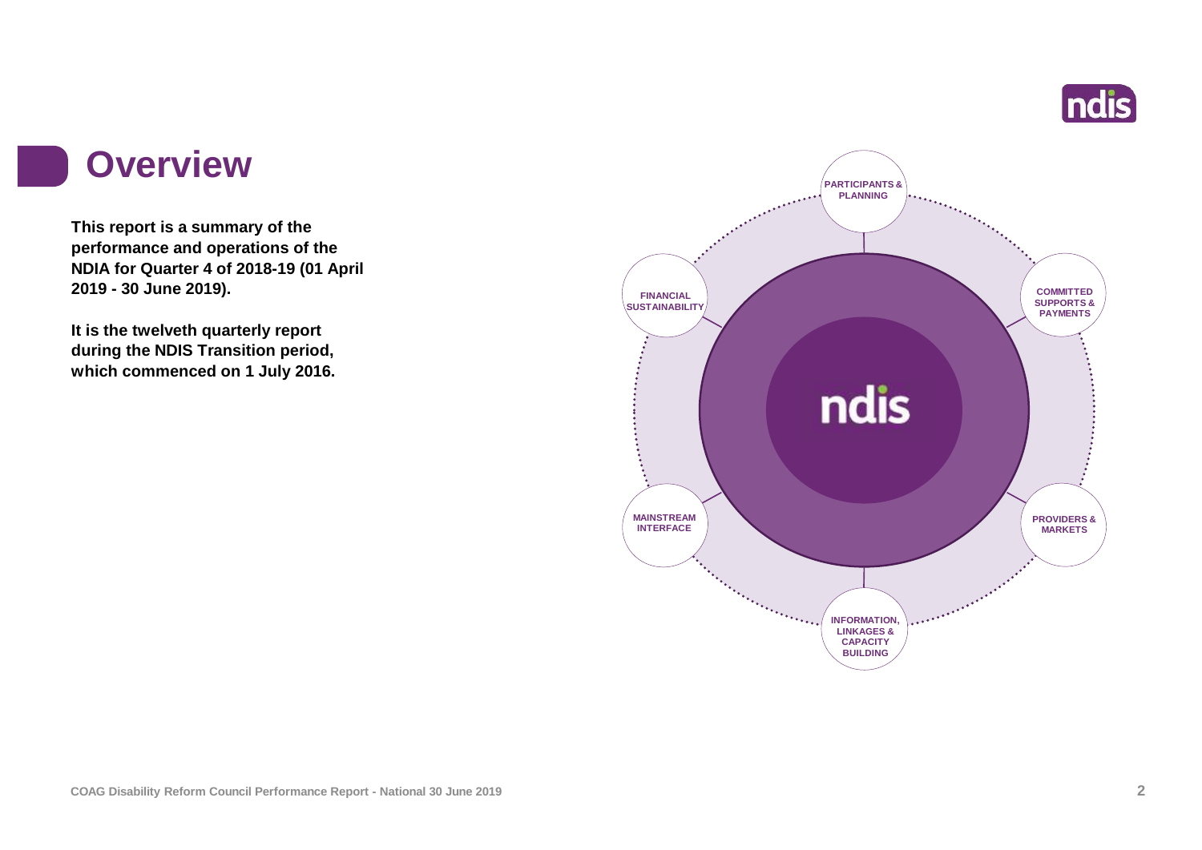# Overview

**This report is a summary of the performance and operations of the NDIA for Quarter 4 of 2018-19 (01 April 2019 - 30 June 2019).**

**It is the twelveth quarterly report during the NDIS Transition period, which commenced on 1 July 2016.**

PARTICIPANTS & PLANNING

COMMITTED SUPPORTS & PAYMENTS

PROVIDERS & MARKETS

INFORMATION, LINKAGES & CAPACITY BUILDING

MAINSTREAM INTERFACE

FINANCIAL SUSTAINABILITY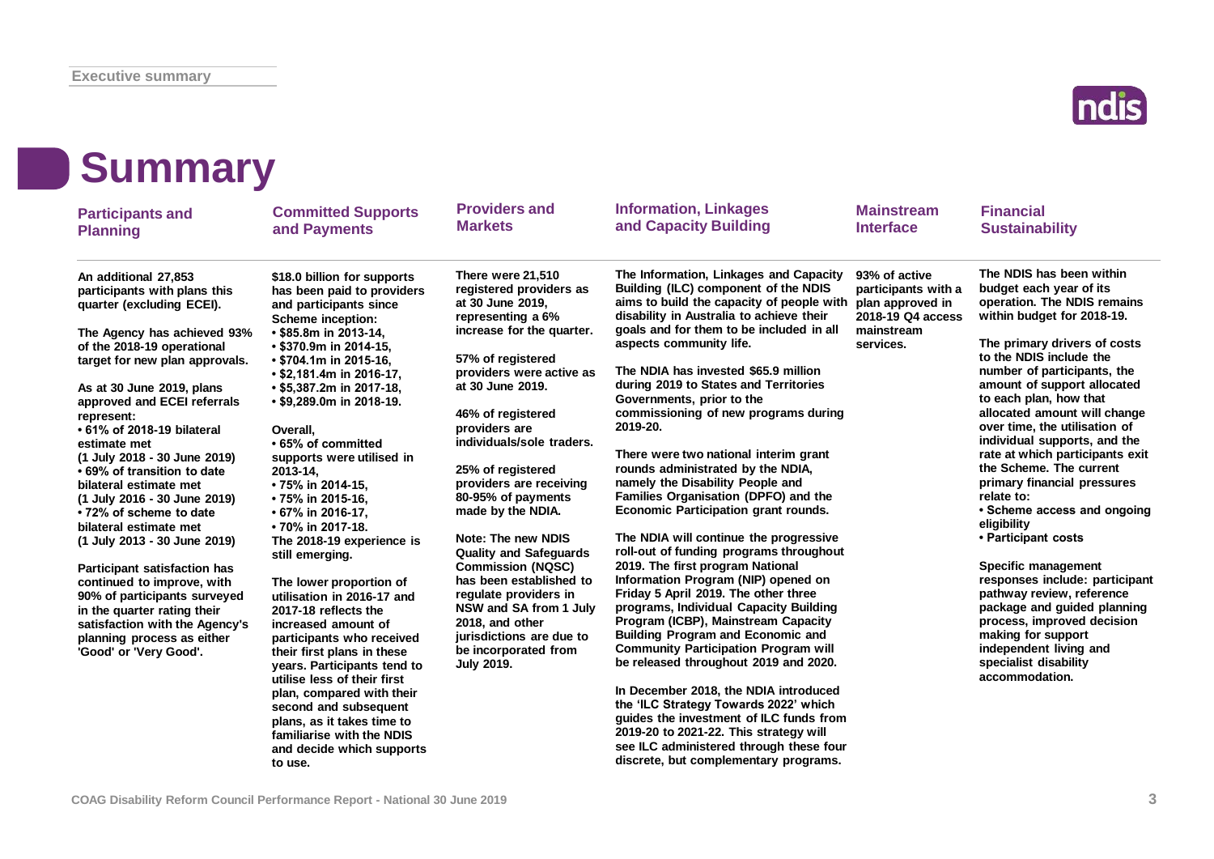# Summary

## Participants and Planning

An additional 27,853 participants with plans this quarter (excluding ECEI).

The Agency has achieved 93% of the 2018-19 operational target for new plan approvals.

As at 30 June 2019, plans approved and ECEI referrals represent:

- 61% of 2018-19 bilateral estimate met (1 July 2018 - 30 June 2019)
- 69% of transition to date bilateral estimate met (1 July 2016 - 30 June 2019)
- 72% of scheme to date bilateral estimate met (1 July 2013 - 30 June 2019)

Participant satisfaction has continued to improve, with 90% of participants surveyed in the quarter rating their satisfaction with the Agency's planning process as either 'Good' or 'Very Good'.

## Committed Supports and Payments

$18.0 billion for supports has been paid to providers and participants since Scheme inception:

- $85.8m in 2013-14,
- $370.9m in 2014-15,
- $704.1m in 2015-16,
- $2,181.4m in 2016-17,
- $5,387.2m in 2017-18,
- $9,289.0m in 2018-19.

Overall,

- 65% of committed supports were utilised in 2013-14,
- 75% in 2014-15,
- 75% in 2015-16,
- 67% in 2016-17,
- 70% in 2017-18.

The 2018-19 experience is still emerging.

The lower proportion of utilisation in 2016-17 and 2017-18 reflects the increased amount of participants who received their first plans in these years. Participants tend to utilise less of their first plan, compared with their second and subsequent plans, as it takes time to familiarise with the NDIS and decide which supports to use.

## Providers and Markets

There were 21,510 registered providers as at 30 June 2019, representing a 6% increase for the quarter.

57% of registered providers were active as at 30 June 2019.

46% of registered providers are individuals/sole traders.

25% of registered providers are receiving 80-95% of payments made by the NDIA.

Note: The new NDIS Quality and Safeguards Commission (NQSC) has been established to regulate providers in NSW and SA from 1 July 2018, and other jurisdictions are due to be incorporated from July 2019.

## Information, Linkages and Capacity Building

The Information, Linkages and Capacity Building (ILC) component of the NDIS aims to build the capacity of people with disability in Australia to achieve their goals and for them to be included in all aspects community life.

The NDIA has invested $65.9 million during 2019 to States and Territories Governments, prior to the commissioning of new programs during 2019-20.

There were two national interim grant rounds administrated by the NDIA, namely the Disability People and Families Organisation (DPFO) and the Economic Participation grant rounds.

The NDIA will continue the progressive roll-out of funding programs throughout 2019. The first program National Information Program (NIP) opened on Friday 5 April 2019. The other three programs, Individual Capacity Building Program (ICBP), Mainstream Capacity Building Program and Economic and Community Participation Program will be released throughout 2019 and 2020.

In December 2018, the NDIA introduced the 'ILC Strategy Towards 2022' which guides the investment of ILC funds from 2019-20 to 2021-22. This strategy will see ILC administered through these four discrete, but complementary programs.

## Mainstream Interface

93% of active participants with a plan approved in 2018-19 Q4 access mainstream services.

## Financial Sustainability

The NDIS has been within budget each year of its operation. The NDIS remains within budget for 2018-19.

The primary drivers of costs to the NDIS include the number of participants, the amount of support allocated to each plan, how that allocated amount will change over time, the utilisation of individual supports, and the rate at which participants exit the Scheme. The current primary financial pressures relate to:

- Scheme access and ongoing eligibility
- Participant costs

Specific management responses include: participant pathway review, reference package and guided planning process, improved decision making for support independent living and specialist disability accommodation.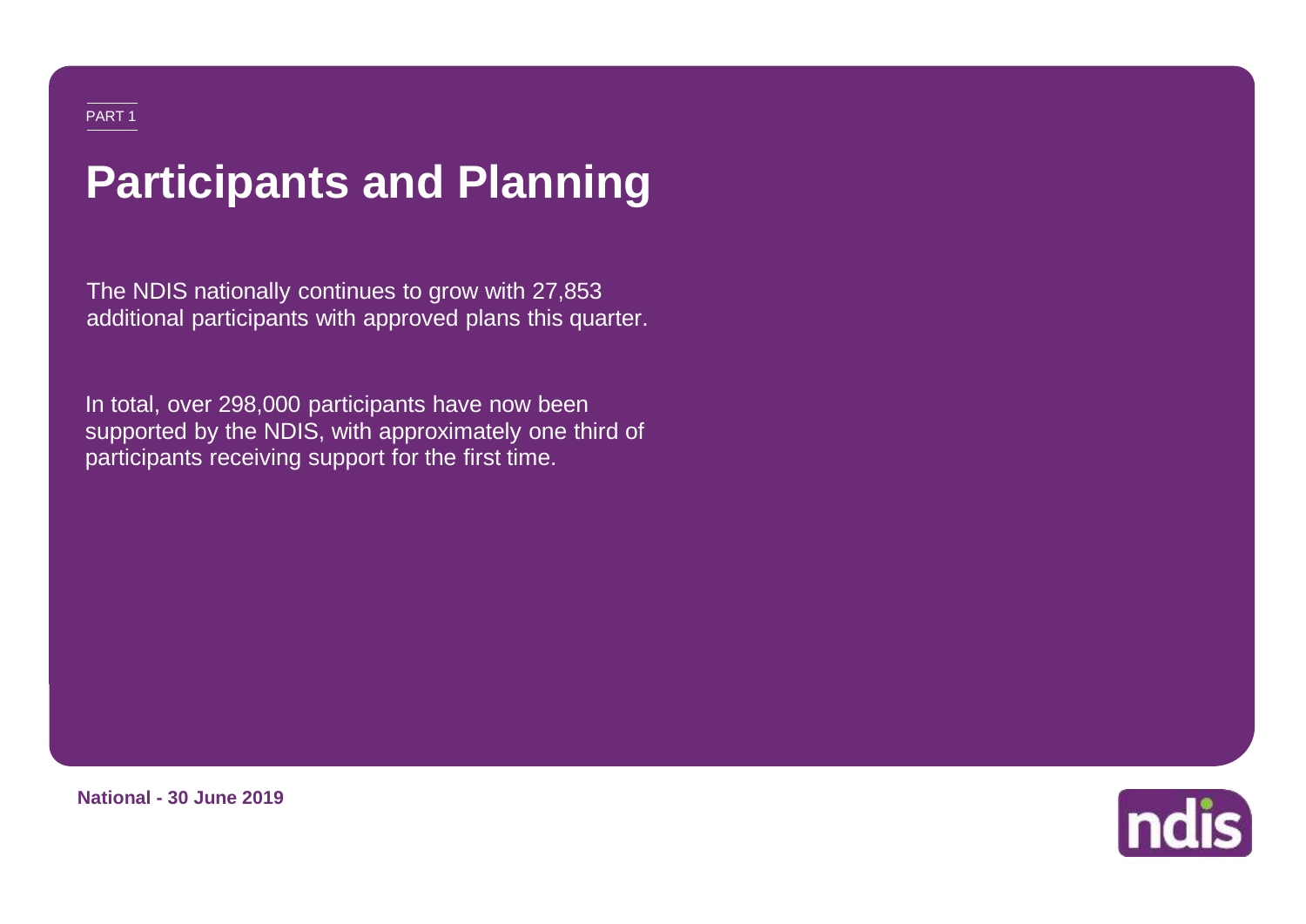PART 1

# Participants and Planning

The NDIS nationally continues to grow with 27,853 additional participants with approved plans this quarter.

In total, over 298,000 participants have now been supported by the NDIS, with approximately one third of participants receiving support for the first time.

**National - 30 June 2019**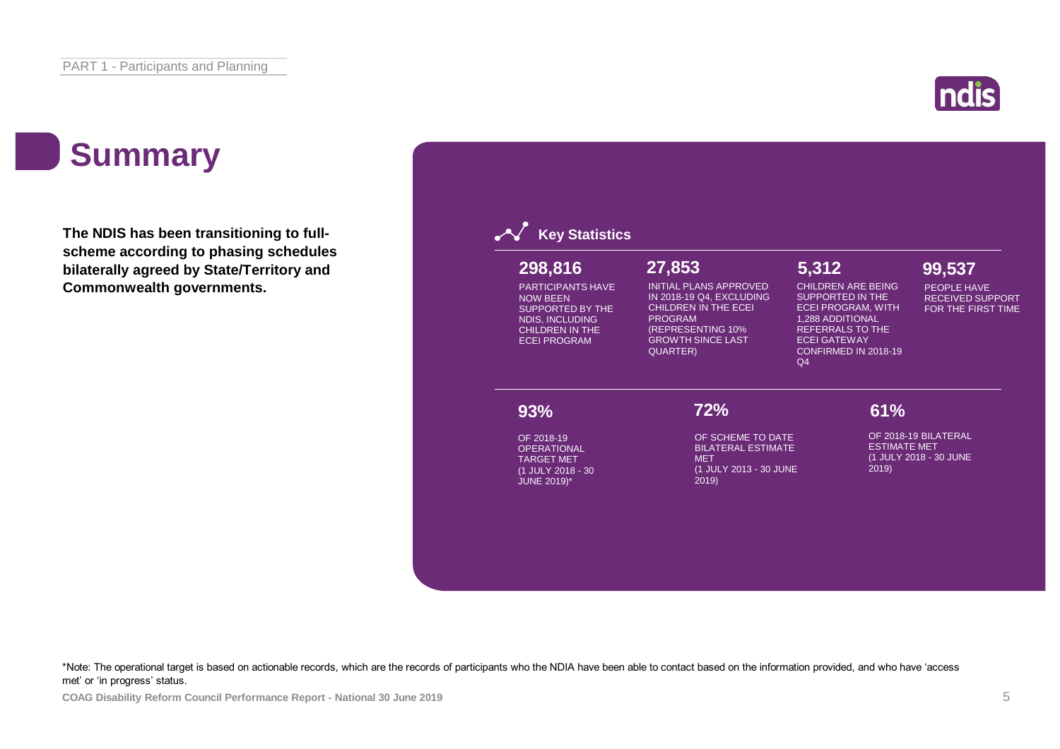# Summary

**The NDIS has been transitioning to full-scheme according to phasing schedules bilaterally agreed by State/Territory and Commonwealth governments.**

## Key Statistics

**298,816**

PARTICIPANTS HAVE NOW BEEN SUPPORTED BY THE NDIS, INCLUDING CHILDREN IN THE ECEI PROGRAM

**27,853**

INITIAL PLANS APPROVED IN 2018-19 Q4, EXCLUDING CHILDREN IN THE ECEI PROGRAM (REPRESENTING 10% GROWTH SINCE LAST QUARTER)

**5,312**

CHILDREN ARE BEING SUPPORTED IN THE ECEI PROGRAM, WITH 1,288 ADDITIONAL REFERRALS TO THE ECEI GATEWAY CONFIRMED IN 2018-19 Q4

**99,537**

PEOPLE HAVE RECEIVED SUPPORT FOR THE FIRST TIME

**93%**

OF 2018-19 OPERATIONAL TARGET MET (1 JULY 2018 - 30 JUNE 2019)*

**72%**

OF SCHEME TO DATE BILATERAL ESTIMATE MET (1 JULY 2013 - 30 JUNE 2019)

**61%**

OF 2018-19 BILATERAL ESTIMATE MET (1 JULY 2018 - 30 JUNE 2019)

*Note: The operational target is based on actionable records, which are the records of participants who the NDIA have been able to contact based on the information provided, and who have 'access met' or 'in progress' status.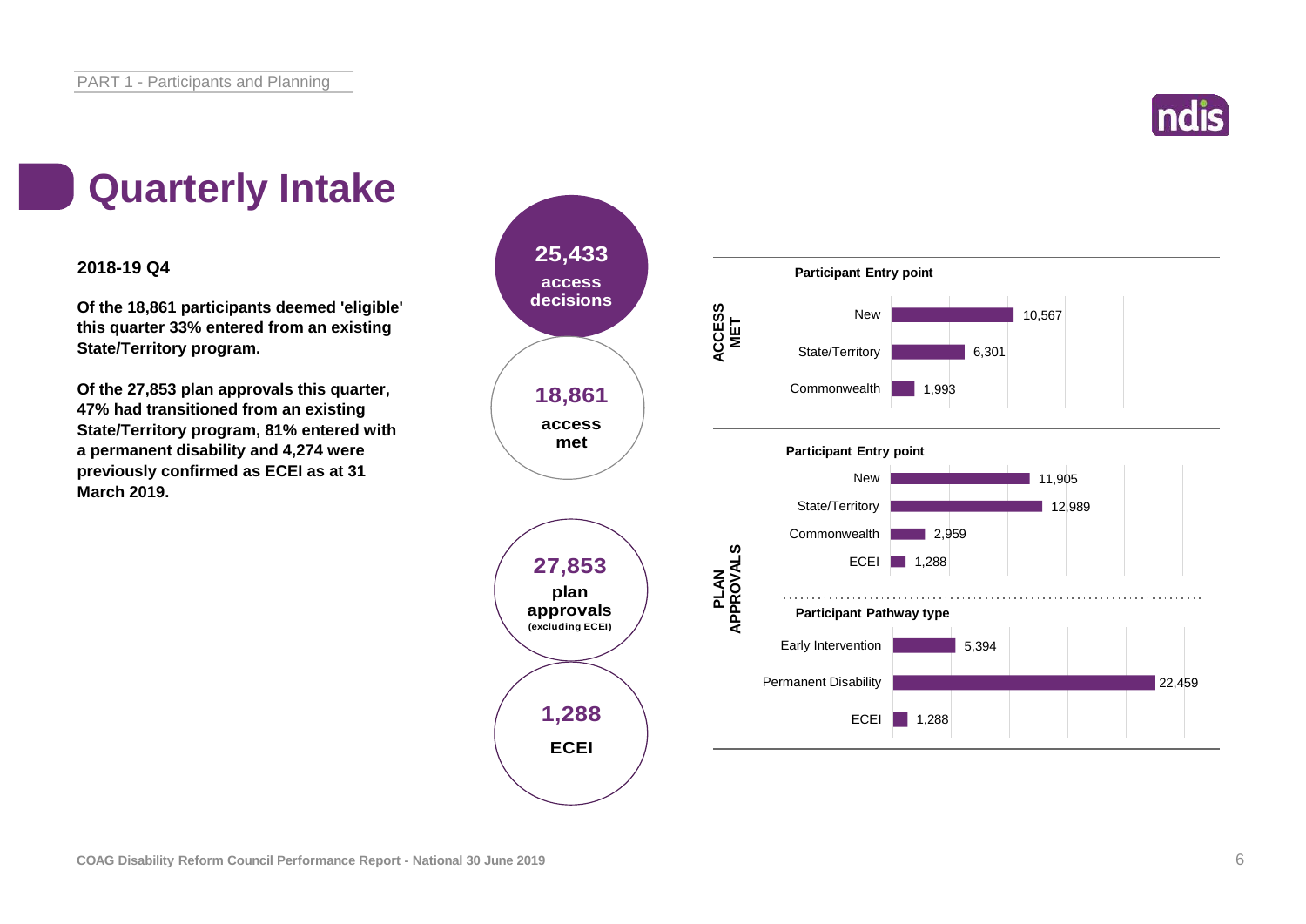# Quarterly Intake

**2018-19 Q4**

**Of the 18,861 participants deemed 'eligible' this quarter 33% entered from an existing State/Territory program.**

**Of the 27,853 plan approvals this quarter, 47% had transitioned from an existing State/Territory program, 81% entered with a permanent disability and 4,274 were previously confirmed as ECEI as at 31 March 2019.**

**25,433** access decisions

**18,861** access met

**27,853** plan approvals (excluding ECEI)

**1,288** ECEI

**ACCESS MET**

**Participant Entry point**

| Entry point | Count |
| --- | --- |
| New | 10,567 |
| State/Territory | 6,301 |
| Commonwealth | 1,993 |

**PLAN APPROVALS**

**Participant Entry point**

| Entry point | Count |
| --- | --- |
| New | 11,905 |
| State/Territory | 12,989 |
| Commonwealth | 2,959 |
| ECEI | 1,288 |

**Participant Pathway type**

| Pathway type | Count |
| --- | --- |
| Early Intervention | 5,394 |
| Permanent Disability | 22,459 |
| ECEI | 1,288 |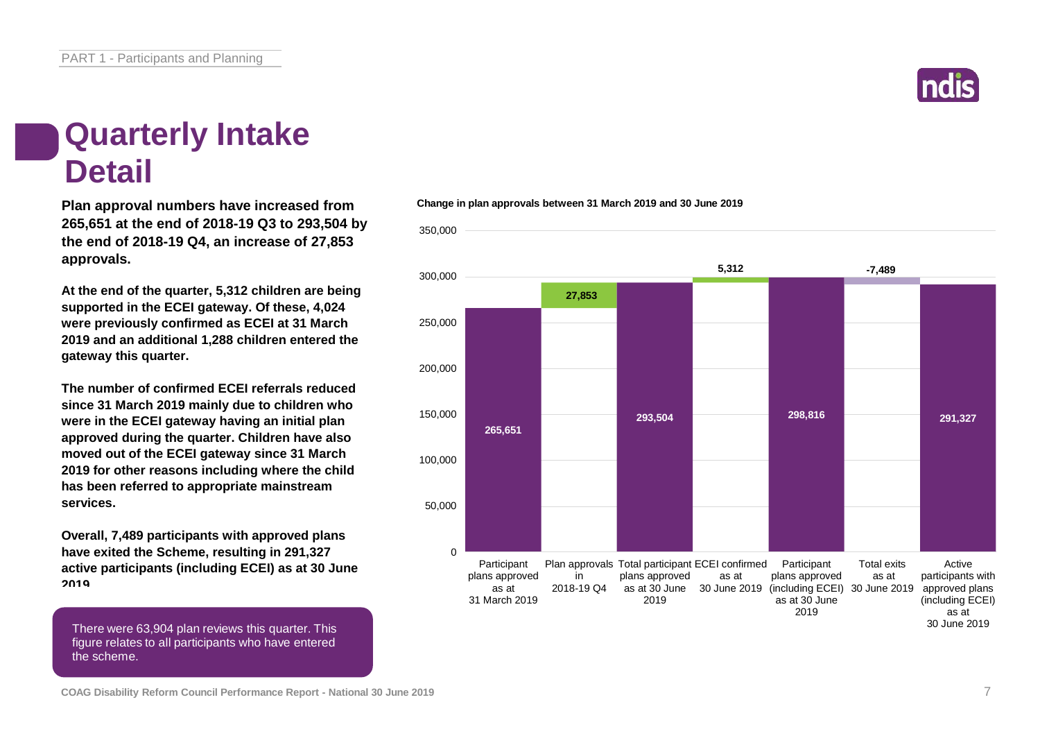# Quarterly Intake Detail

**Plan approval numbers have increased from 265,651 at the end of 2018-19 Q3 to 293,504 by the end of 2018-19 Q4, an increase of 27,853 approvals.**

**At the end of the quarter, 5,312 children are being supported in the ECEI gateway. Of these, 4,024 were previously confirmed as ECEI at 31 March 2019 and an additional 1,288 children entered the gateway this quarter.**

**The number of confirmed ECEI referrals reduced since 31 March 2019 mainly due to children who were in the ECEI gateway having an initial plan approved during the quarter. Children have also moved out of the ECEI gateway since 31 March 2019 for other reasons including where the child has been referred to appropriate mainstream services.**

**Overall, 7,489 participants with approved plans have exited the Scheme, resulting in 291,327 active participants (including ECEI) as at 30 June 2019**

There were 63,904 plan reviews this quarter. This figure relates to all participants who have entered the scheme.

**Change in plan approvals between 31 March 2019 and 30 June 2019**

| Category | Value |
|---|---|
| Participant plans approved as at 31 March 2019 | 265,651 |
| Plan approvals in 2018-19 Q4 | 27,853 |
| Total participant plans approved as at 30 June 2019 | 293,504 |
| ECEI confirmed as at 30 June 2019 | 5,312 |
| Participant plans approved (including ECEI) as at 30 June 2019 | 298,816 |
| Total exits as at 30 June 2019 | -7,489 |
| Active participants with approved plans (including ECEI) as at 30 June 2019 | 291,327 |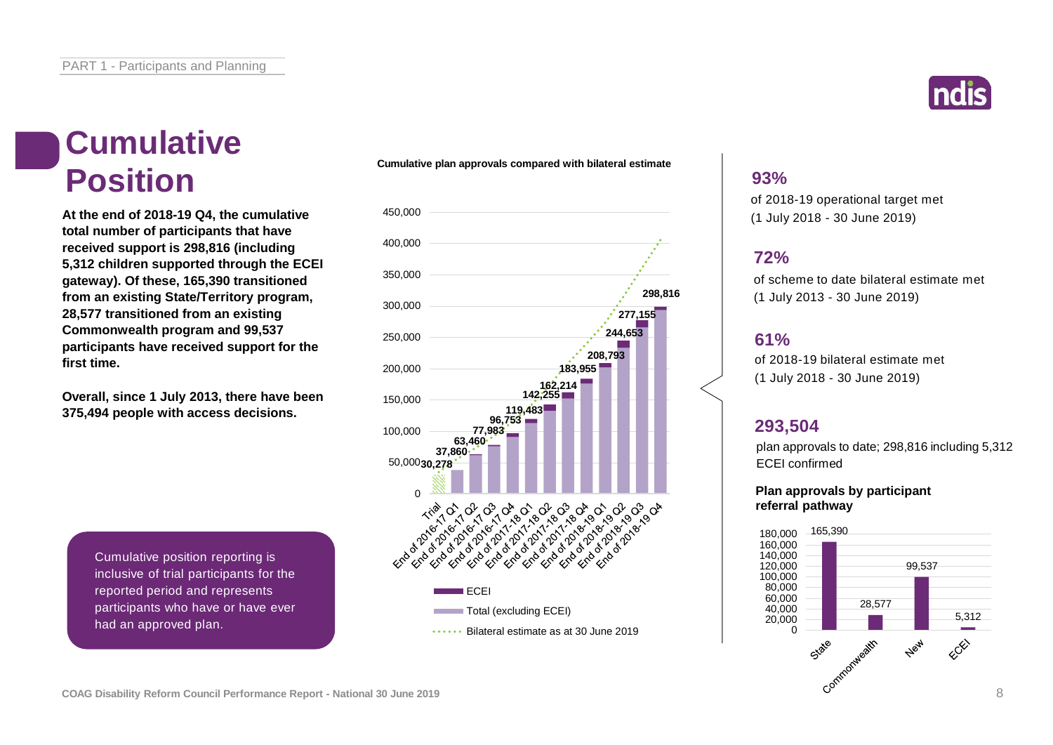# Cumulative Position

**At the end of 2018-19 Q4, the cumulative total number of participants that have received support is 298,816 (including 5,312 children supported through the ECEI gateway). Of these, 165,390 transitioned from an existing State/Territory program, 28,577 transitioned from an existing Commonwealth program and 99,537 participants have received support for the first time.**

**Overall, since 1 July 2013, there have been 375,494 people with access decisions.**

Cumulative position reporting is inclusive of trial participants for the reported period and represents participants who have or have ever had an approved plan.

**Cumulative plan approvals compared with bilateral estimate**

| Period | Cumulative plan approvals |
|---|---|
| Trial | 30,278 |
| End of 2016-17 Q1 | 37,860 |
| End of 2016-17 Q2 | 63,460 |
| End of 2016-17 Q3 | 77,983 |
| End of 2016-17 Q4 | 96,753 |
| End of 2017-18 Q1 | 119,483 |
| End of 2017-18 Q2 | 142,255 |
| End of 2017-18 Q3 | 162,214 |
| End of 2017-18 Q4 | 183,955 |
| End of 2018-19 Q1 | 208,793 |
| End of 2018-19 Q2 | 244,653 |
| End of 2018-19 Q3 | 277,155 |
| End of 2018-19 Q4 | 298,816 |

Legend: ECEI; Total (excluding ECEI); Bilateral estimate as at 30 June 2019

**93%**
of 2018-19 operational target met
(1 July 2018 - 30 June 2019)

**72%**
of scheme to date bilateral estimate met
(1 July 2013 - 30 June 2019)

**61%**
of 2018-19 bilateral estimate met
(1 July 2018 - 30 June 2019)

**293,504**
plan approvals to date; 298,816 including 5,312 ECEI confirmed

**Plan approvals by participant referral pathway**

| Pathway | Plan approvals |
|---|---|
| State | 165,390 |
| Commonwealth | 28,577 |
| New | 99,537 |
| ECEI | 5,312 |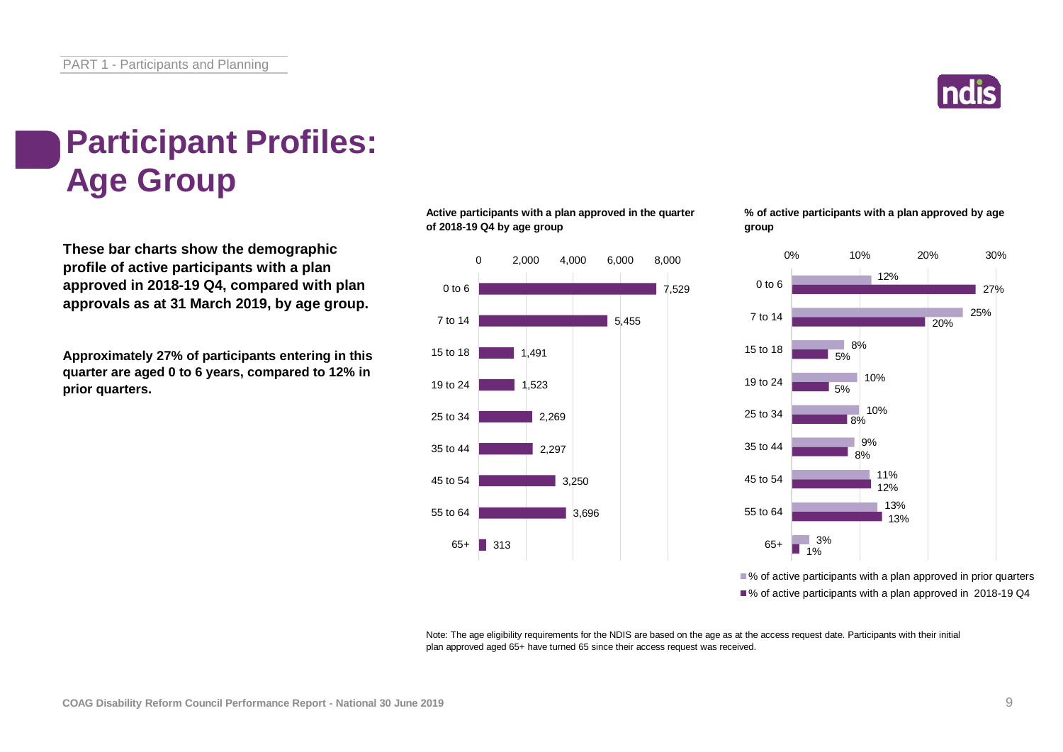# Participant Profiles: Age Group

**These bar charts show the demographic profile of active participants with a plan approved in 2018-19 Q4, compared with plan approvals as at 31 March 2019, by age group.**

**Approximately 27% of participants entering in this quarter are aged 0 to 6 years, compared to 12% in prior quarters.**

**Active participants with a plan approved in the quarter of 2018-19 Q4 by age group**

| Age group | Active participants |
| --- | --- |
| 0 to 6 | 7,529 |
| 7 to 14 | 5,455 |
| 15 to 18 | 1,491 |
| 19 to 24 | 1,523 |
| 25 to 34 | 2,269 |
| 35 to 44 | 2,297 |
| 45 to 54 | 3,250 |
| 55 to 64 | 3,696 |
| 65+ | 313 |

**% of active participants with a plan approved by age group**

| Age group | % of active participants with a plan approved in prior quarters | % of active participants with a plan approved in 2018-19 Q4 |
| --- | --- | --- |
| 0 to 6 | 12% | 27% |
| 7 to 14 | 25% | 20% |
| 15 to 18 | 8% | 5% |
| 19 to 24 | 10% | 5% |
| 25 to 34 | 10% | 8% |
| 35 to 44 | 9% | 8% |
| 45 to 54 | 11% | 12% |
| 55 to 64 | 13% | 13% |
| 65+ | 3% | 1% |

Note: The age eligibility requirements for the NDIS are based on the age as at the access request date. Participants with their initial plan approved aged 65+ have turned 65 since their access request was received.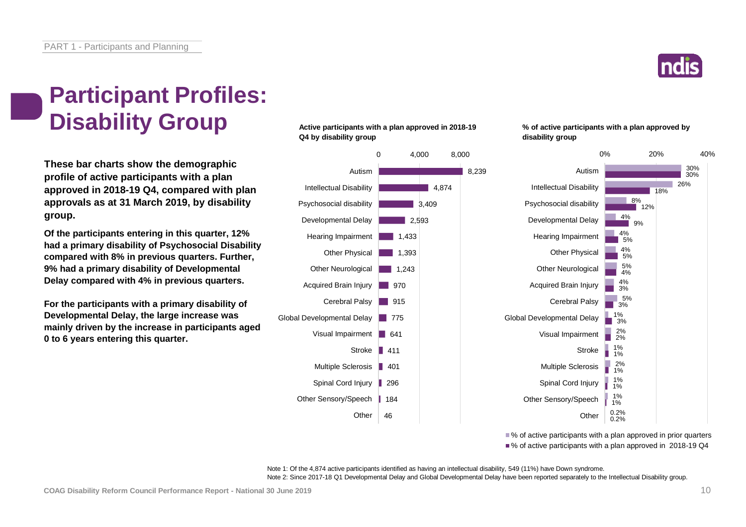# Participant Profiles: Disability Group

**These bar charts show the demographic profile of active participants with a plan approved in 2018-19 Q4, compared with plan approvals as at 31 March 2019, by disability group.**

**Of the participants entering in this quarter, 12% had a primary disability of Psychosocial Disability compared with 8% in previous quarters. Further, 9% had a primary disability of Developmental Delay compared with 4% in previous quarters.**

**For the participants with a primary disability of Developmental Delay, the large increase was mainly driven by the increase in participants aged 0 to 6 years entering this quarter.**

**Active participants with a plan approved in 2018-19 Q4 by disability group**

| Disability group | Active participants |
|---|---|
| Autism | 8,239 |
| Intellectual Disability | 4,874 |
| Psychosocial disability | 3,409 |
| Developmental Delay | 2,593 |
| Hearing Impairment | 1,433 |
| Other Physical | 1,393 |
| Other Neurological | 1,243 |
| Acquired Brain Injury | 970 |
| Cerebral Palsy | 915 |
| Global Developmental Delay | 775 |
| Visual Impairment | 641 |
| Stroke | 411 |
| Multiple Sclerosis | 401 |
| Spinal Cord Injury | 296 |
| Other Sensory/Speech | 184 |
| Other | 46 |

**% of active participants with a plan approved by disability group**

| Disability group | % of active participants with a plan approved in prior quarters | % of active participants with a plan approved in 2018-19 Q4 |
|---|---|---|
| Autism | 30% | 30% |
| Intellectual Disability | 26% | 18% |
| Psychosocial disability | 8% | 12% |
| Developmental Delay | 4% | 9% |
| Hearing Impairment | 4% | 5% |
| Other Physical | 4% | 5% |
| Other Neurological | 5% | 4% |
| Acquired Brain Injury | 4% | 3% |
| Cerebral Palsy | 5% | 3% |
| Global Developmental Delay | 1% | 3% |
| Visual Impairment | 2% | 2% |
| Stroke | 1% | 1% |
| Multiple Sclerosis | 2% | 1% |
| Spinal Cord Injury | 1% | 1% |
| Other Sensory/Speech | 1% | 1% |
| Other | 0.2% | 0.2% |

Note 1: Of the 4,874 active participants identified as having an intellectual disability, 549 (11%) have Down syndrome.

Note 2: Since 2017-18 Q1 Developmental Delay and Global Developmental Delay have been reported separately to the Intellectual Disability group.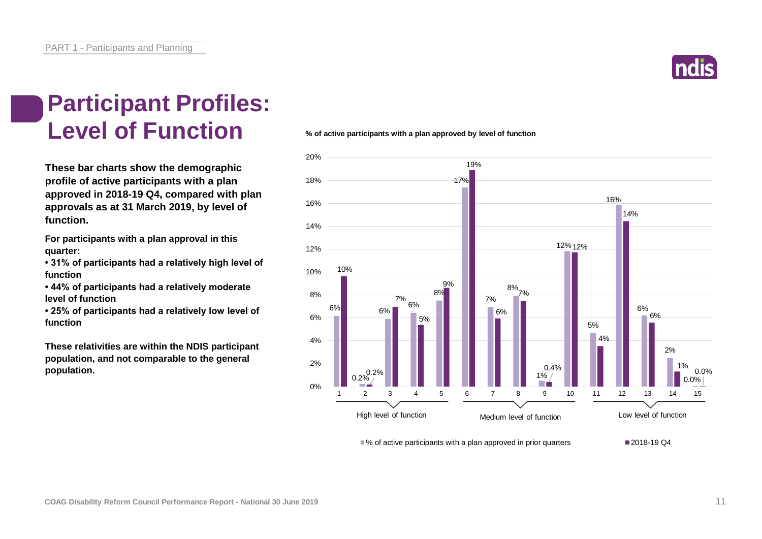# Participant Profiles: Level of Function

**These bar charts show the demographic profile of active participants with a plan approved in 2018-19 Q4, compared with plan approvals as at 31 March 2019, by level of function.**

**For participants with a plan approval in this quarter:**

- **31% of participants had a relatively high level of function**
- **44% of participants had a relatively moderate level of function**
- **25% of participants had a relatively low level of function**

**These relativities are within the NDIS participant population, and not comparable to the general population.**

**% of active participants with a plan approved by level of function**

| Level of function | Group | % of active participants with a plan approved in prior quarters | 2018-19 Q4 |
|---|---|---|---|
| 1 | High level of function | 6% | 10% |
| 2 | High level of function | 0.2% | 0.2% |
| 3 | High level of function | 6% | 7% |
| 4 | High level of function | 6% | 5% |
| 5 | High level of function | 8% | 9% |
| 6 | Medium level of function | 17% | 19% |
| 7 | Medium level of function | 7% | 6% |
| 8 | Medium level of function | 8% | 7% |
| 9 | Medium level of function | 1% | 0.4% |
| 10 | Medium level of function | 12% | 12% |
| 11 | Low level of function | 5% | 4% |
| 12 | Low level of function | 16% | 14% |
| 13 | Low level of function | 6% | 6% |
| 14 | Low level of function | 2% | 1% |
| 15 | Low level of function | 0.0% | 0.0% |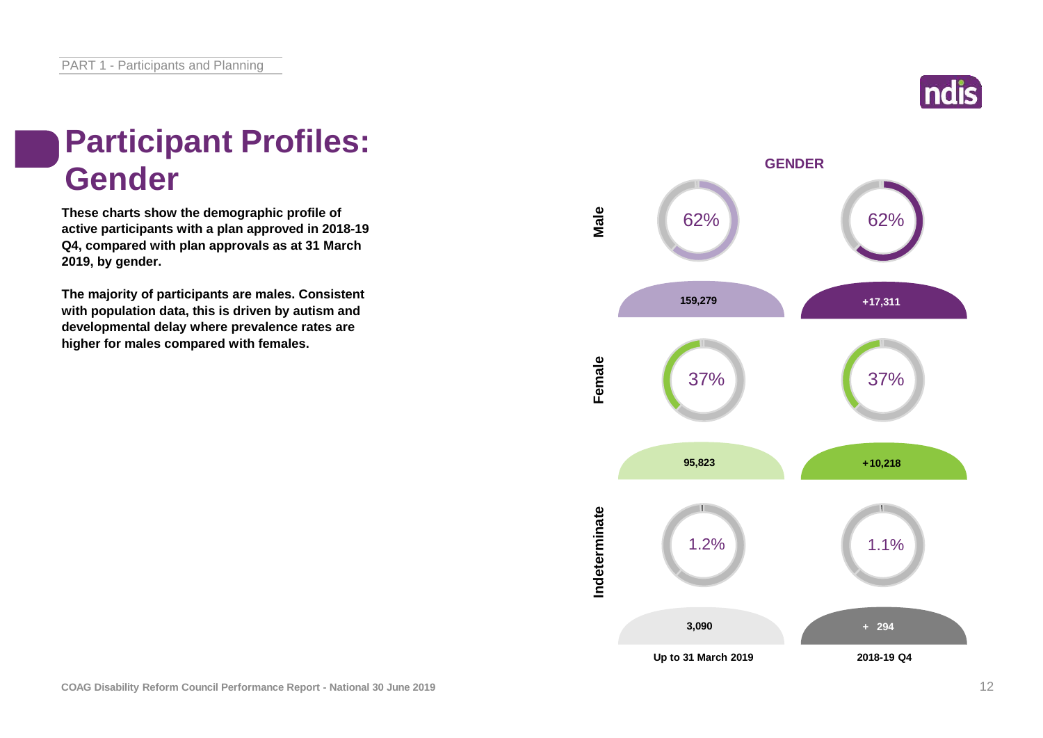# Participant Profiles: Gender

**These charts show the demographic profile of active participants with a plan approved in 2018-19 Q4, compared with plan approvals as at 31 March 2019, by gender.**

**The majority of participants are males. Consistent with population data, this is driven by autism and developmental delay where prevalence rates are higher for males compared with females.**

**GENDER**

| | Up to 31 March 2019 | | 2018-19 Q4 | |
|---|---|---|---|---|
| | % | Number | % | Number |
| Male | 62% | 159,279 | 62% | +17,311 |
| Female | 37% | 95,823 | 37% | +10,218 |
| Indeterminate | 1.2% | 3,090 | 1.1% | + 294 |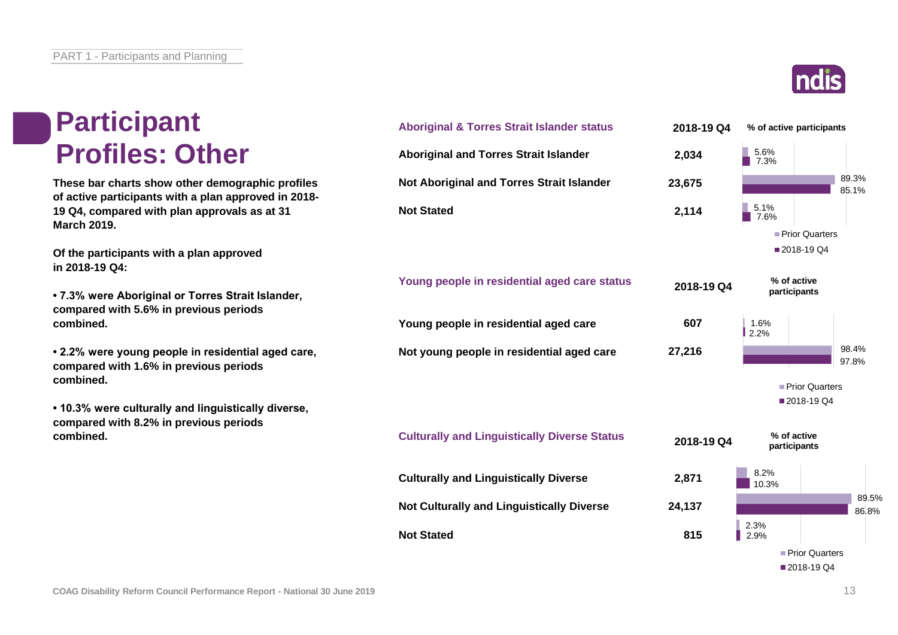# Participant Profiles: Other

**These bar charts show other demographic profiles of active participants with a plan approved in 2018-19 Q4, compared with plan approvals as at 31 March 2019.**

**Of the participants with a plan approved in 2018-19 Q4:**

- **7.3% were Aboriginal or Torres Strait Islander, compared with 5.6% in previous periods combined.**
- **2.2% were young people in residential aged care, compared with 1.6% in previous periods combined.**
- **10.3% were culturally and linguistically diverse, compared with 8.2% in previous periods combined.**

| Aboriginal & Torres Strait Islander status | 2018-19 Q4 | % of active participants – Prior Quarters | % of active participants – 2018-19 Q4 |
|---|---|---|---|
| Aboriginal and Torres Strait Islander | 2,034 | 5.6% | 7.3% |
| Not Aboriginal and Torres Strait Islander | 23,675 | 89.3% | 85.1% |
| Not Stated | 2,114 | 5.1% | 7.6% |

| Young people in residential aged care status | 2018-19 Q4 | % of active participants – Prior Quarters | % of active participants – 2018-19 Q4 |
|---|---|---|---|
| Young people in residential aged care | 607 | 1.6% | 2.2% |
| Not young people in residential aged care | 27,216 | 98.4% | 97.8% |

| Culturally and Linguistically Diverse Status | 2018-19 Q4 | % of active participants – Prior Quarters | % of active participants – 2018-19 Q4 |
|---|---|---|---|
| Culturally and Linguistically Diverse | 2,871 | 8.2% | 10.3% |
| Not Culturally and Linguistically Diverse | 24,137 | 89.5% | 86.8% |
| Not Stated | 815 | 2.3% | 2.9% |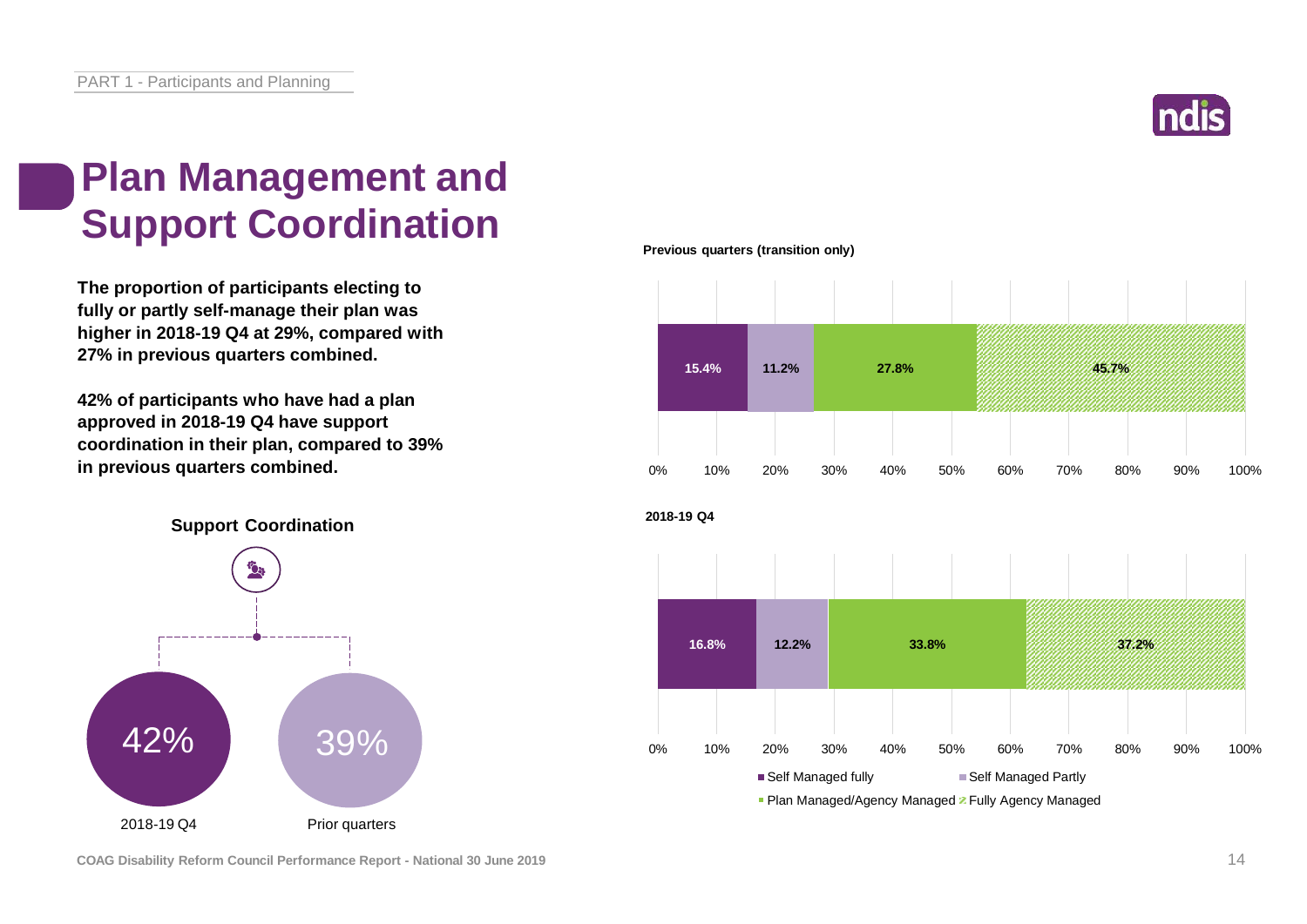# Plan Management and Support Coordination

**The proportion of participants electing to fully or partly self-manage their plan was higher in 2018-19 Q4 at 29%, compared with 27% in previous quarters combined.**

**42% of participants who have had a plan approved in 2018-19 Q4 have support coordination in their plan, compared to 39% in previous quarters combined.**

**Support Coordination**

| 2018-19 Q4 | Prior quarters |
| --- | --- |
| 42% | 39% |

**Previous quarters (transition only)**

| Self Managed fully | Self Managed Partly | Plan Managed/Agency Managed | Fully Agency Managed |
| --- | --- | --- | --- |
| 15.4% | 11.2% | 27.8% | 45.7% |

**2018-19 Q4**

| Self Managed fully | Self Managed Partly | Plan Managed/Agency Managed | Fully Agency Managed |
| --- | --- | --- | --- |
| 16.8% | 12.2% | 33.8% | 37.2% |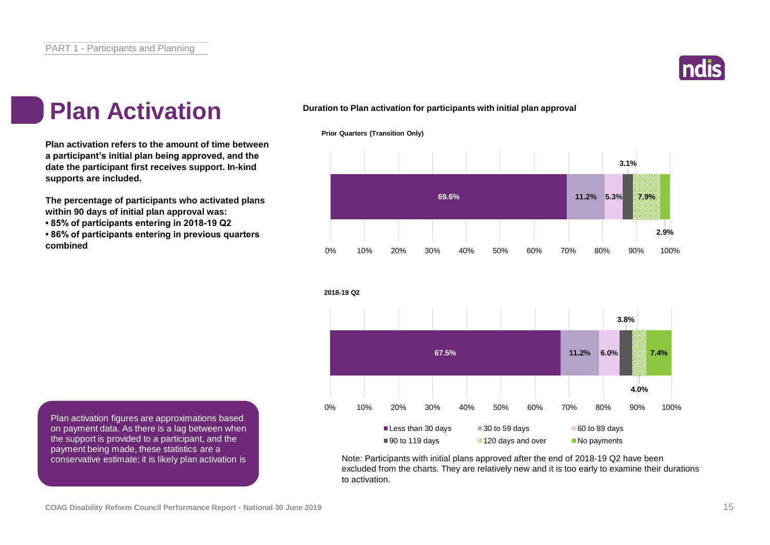# Plan Activation

**Plan activation refers to the amount of time between a participant's initial plan being approved, and the date the participant first receives support. In-kind supports are included.**

**The percentage of participants who activated plans within 90 days of initial plan approval was:**

- **85% of participants entering in 2018-19 Q2**
- **86% of participants entering in previous quarters combined**

Plan activation figures are approximations based on payment data. As there is a lag between when the support is provided to a participant, and the payment being made, these statistics are a conservative estimate; it is likely plan activation is

**Duration to Plan activation for participants with initial plan approval**

**Prior Quarters (Transition Only)**

| Less than 30 days | 30 to 59 days | 60 to 89 days | 90 to 119 days | 120 days and over | No payments |
| --- | --- | --- | --- | --- | --- |
| 69.6% | 11.2% | 5.3% | 3.1% | 7.9% | 2.9% |

**2018-19 Q2**

| Less than 30 days | 30 to 59 days | 60 to 89 days | 90 to 119 days | 120 days and over | No payments |
| --- | --- | --- | --- | --- | --- |
| 67.5% | 11.2% | 6.0% | 3.8% | 4.0% | 7.4% |

Note: Participants with initial plans approved after the end of 2018-19 Q2 have been excluded from the charts. They are relatively new and it is too early to examine their durations to activation.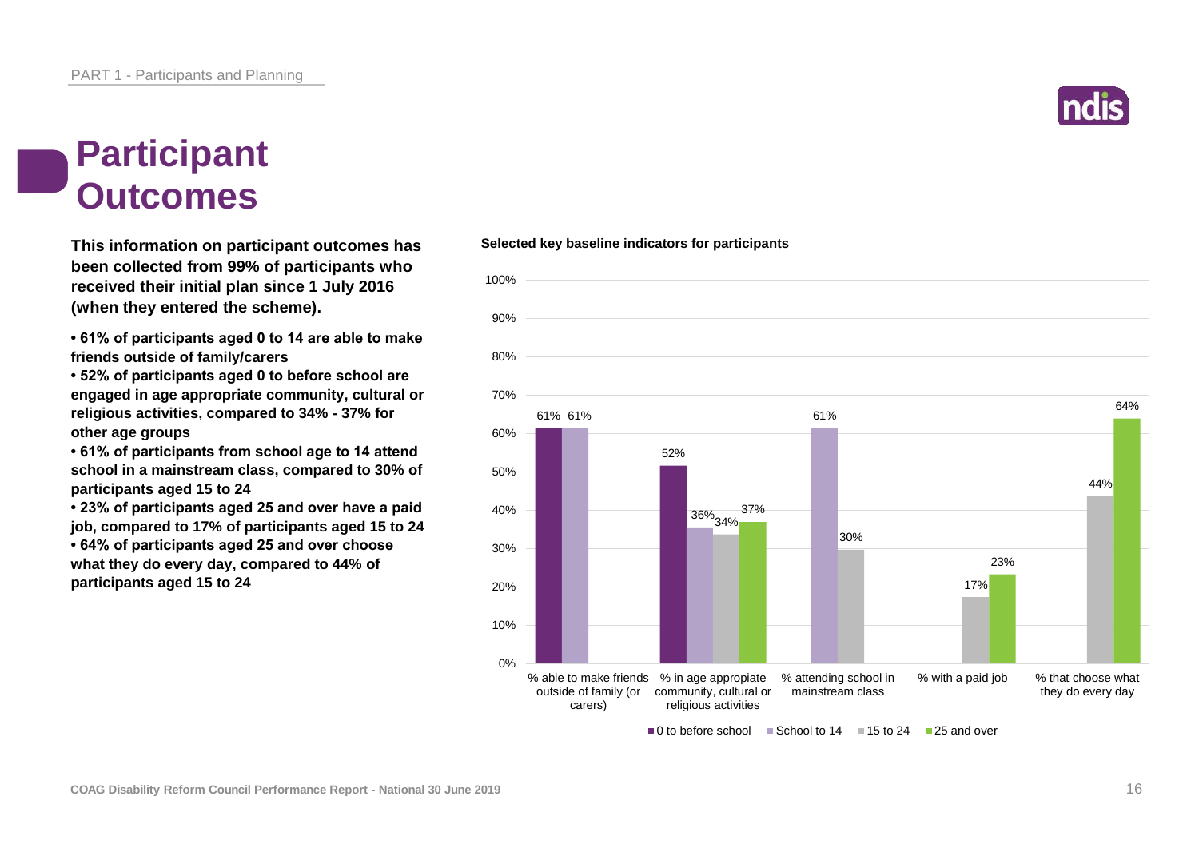# Participant Outcomes

**This information on participant outcomes has been collected from 99% of participants who received their initial plan since 1 July 2016 (when they entered the scheme).**

- **61% of participants aged 0 to 14 are able to make friends outside of family/carers**
- **52% of participants aged 0 to before school are engaged in age appropriate community, cultural or religious activities, compared to 34% - 37% for other age groups**
- **61% of participants from school age to 14 attend school in a mainstream class, compared to 30% of participants aged 15 to 24**
- **23% of participants aged 25 and over have a paid job, compared to 17% of participants aged 15 to 24**
- **64% of participants aged 25 and over choose what they do every day, compared to 44% of participants aged 15 to 24**

**Selected key baseline indicators for participants**

| Indicator | 0 to before school | School to 14 | 15 to 24 | 25 and over |
|---|---|---|---|---|
| % able to make friends outside of family (or carers) | 61% | 61% | | |
| % in age appropriate community, cultural or religious activities | 52% | 36% | 34% | 37% |
| % attending school in mainstream class | | 61% | 30% | |
| % with a paid job | | | 17% | 23% |
| % that choose what they do every day | | | 44% | 64% |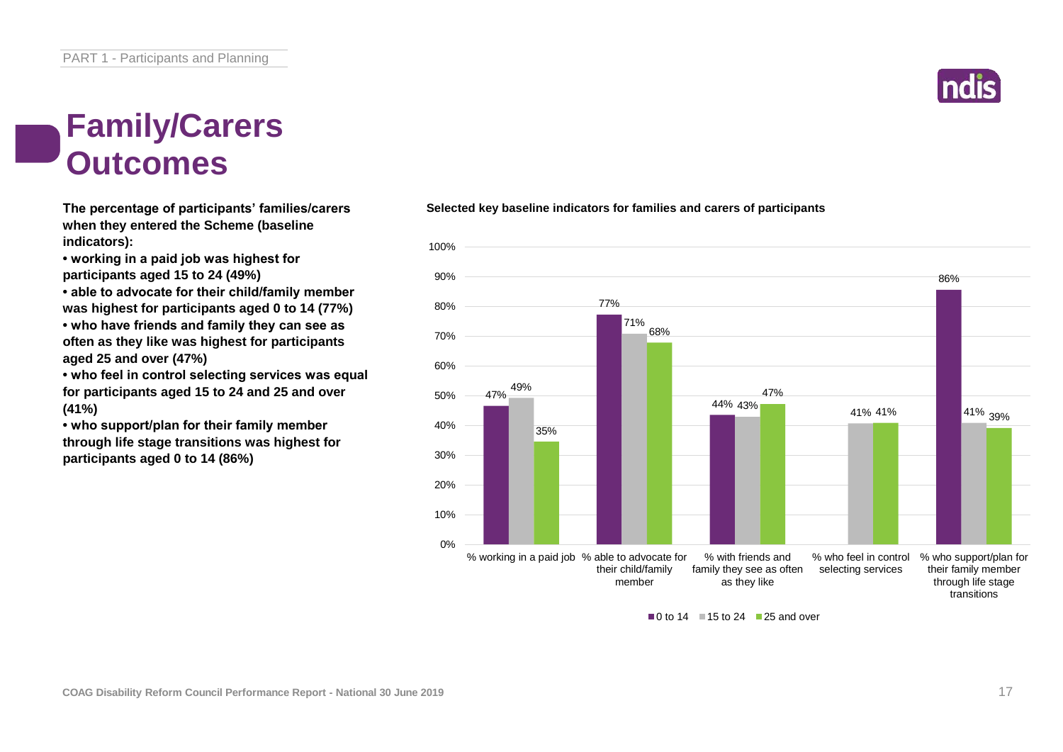PART 1 - Participants and Planning

# Family/Carers Outcomes

**The percentage of participants' families/carers when they entered the Scheme (baseline indicators):**

- **working in a paid job was highest for participants aged 15 to 24 (49%)**
- **able to advocate for their child/family member was highest for participants aged 0 to 14 (77%)**
- **who have friends and family they can see as often as they like was highest for participants aged 25 and over (47%)**
- **who feel in control selecting services was equal for participants aged 15 to 24 and 25 and over (41%)**
- **who support/plan for their family member through life stage transitions was highest for participants aged 0 to 14 (86%)**

**Selected key baseline indicators for families and carers of participants**

| Indicator | 0 to 14 | 15 to 24 | 25 and over |
|---|---|---|---|
| % working in a paid job | 47% | 49% | 35% |
| % able to advocate for their child/family member | 77% | 71% | 68% |
| % with friends and family they see as often as they like | 44% | 43% | 47% |
| % who feel in control selecting services | | 41% | 41% |
| % who support/plan for their family member through life stage transitions | 86% | 41% | 39% |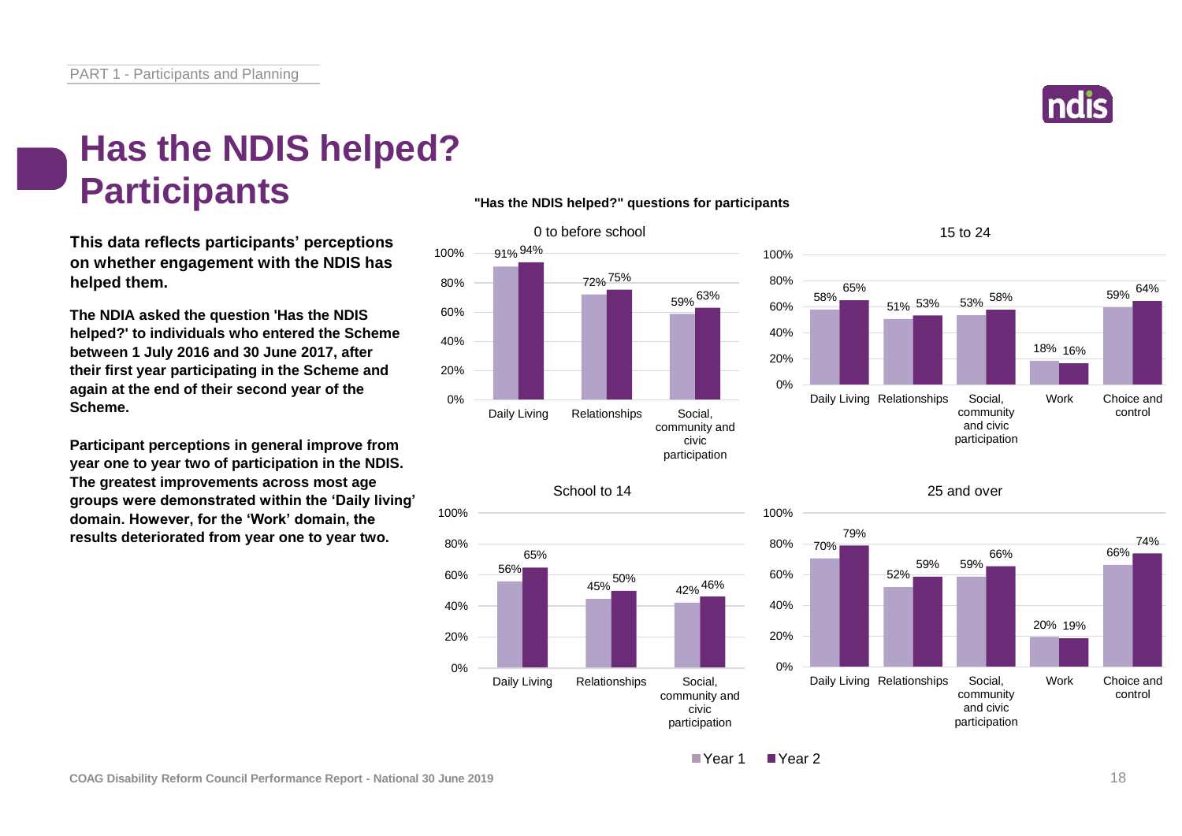# Has the NDIS helped? Participants

**This data reflects participants' perceptions on whether engagement with the NDIS has helped them.**

**The NDIA asked the question 'Has the NDIS helped?' to individuals who entered the Scheme between 1 July 2016 and 30 June 2017, after their first year participating in the Scheme and again at the end of their second year of the Scheme.**

**Participant perceptions in general improve from year one to year two of participation in the NDIS. The greatest improvements across most age groups were demonstrated within the 'Daily living' domain. However, for the 'Work' domain, the results deteriorated from year one to year two.**

**"Has the NDIS helped?" questions for participants**

0 to before school

| Domain | Year 1 | Year 2 |
|---|---|---|
| Daily Living | 91% | 94% |
| Relationships | 72% | 75% |
| Social, community and civic participation | 59% | 63% |

15 to 24

| Domain | Year 1 | Year 2 |
|---|---|---|
| Daily Living | 58% | 65% |
| Relationships | 51% | 53% |
| Social, community and civic participation | 53% | 58% |
| Work | 18% | 16% |
| Choice and control | 59% | 64% |

School to 14

| Domain | Year 1 | Year 2 |
|---|---|---|
| Daily Living | 56% | 65% |
| Relationships | 45% | 50% |
| Social, community and civic participation | 42% | 46% |

25 and over

| Domain | Year 1 | Year 2 |
|---|---|---|
| Daily Living | 70% | 79% |
| Relationships | 52% | 59% |
| Social, community and civic participation | 59% | 66% |
| Work | 20% | 19% |
| Choice and control | 66% | 74% |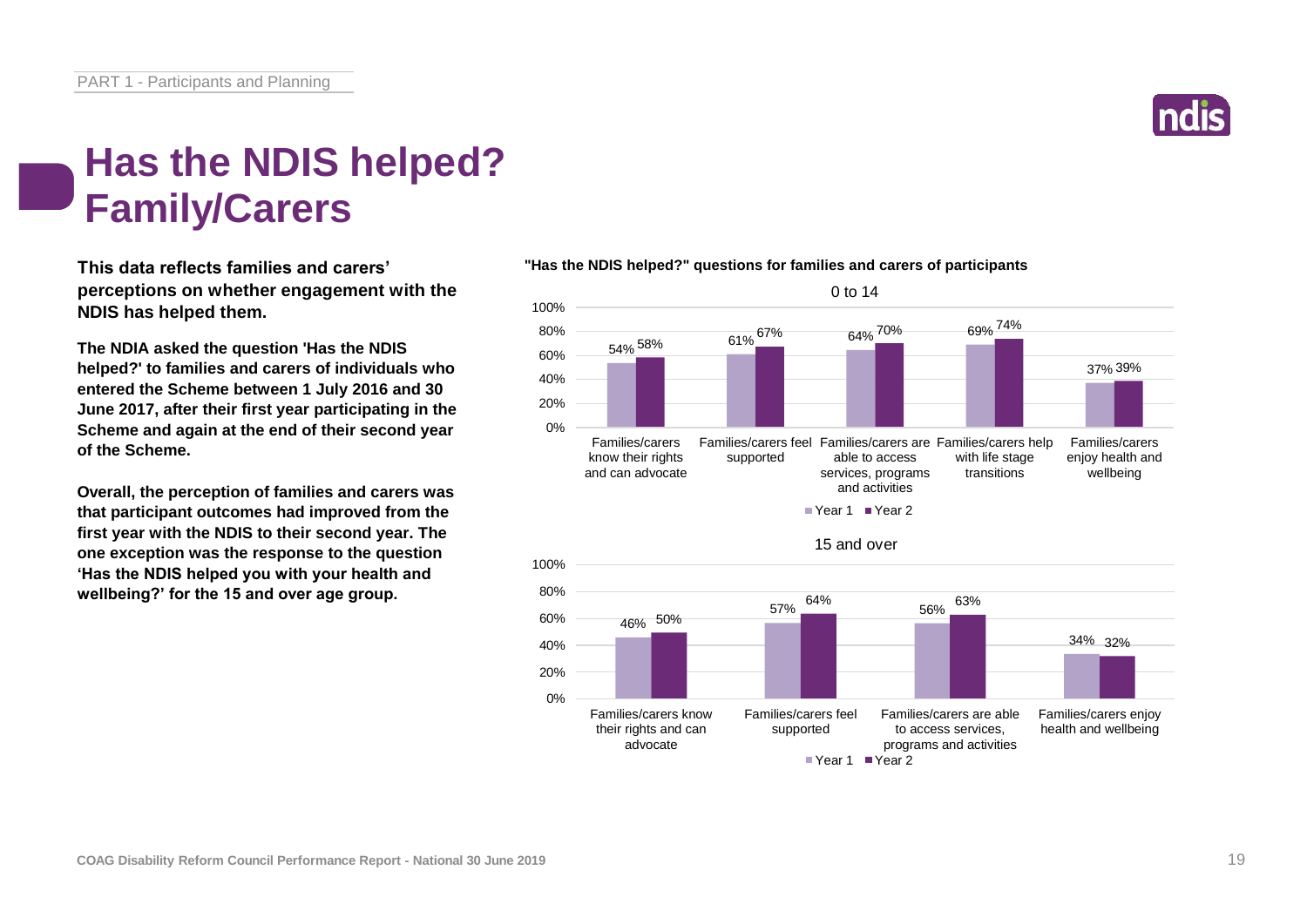# Has the NDIS helped? Family/Carers

**This data reflects families and carers' perceptions on whether engagement with the NDIS has helped them.**

**The NDIA asked the question 'Has the NDIS helped?' to families and carers of individuals who entered the Scheme between 1 July 2016 and 30 June 2017, after their first year participating in the Scheme and again at the end of their second year of the Scheme.**

**Overall, the perception of families and carers was that participant outcomes had improved from the first year with the NDIS to their second year. The one exception was the response to the question 'Has the NDIS helped you with your health and wellbeing?' for the 15 and over age group.**

**"Has the NDIS helped?" questions for families and carers of participants**

0 to 14

| | Year 1 | Year 2 |
|---|---|---|
| Families/carers know their rights and can advocate | 54% | 58% |
| Families/carers feel supported | 61% | 67% |
| Families/carers are able to access services, programs and activities | 64% | 70% |
| Families/carers help with life stage transitions | 69% | 74% |
| Families/carers enjoy health and wellbeing | 37% | 39% |

15 and over

| | Year 1 | Year 2 |
|---|---|---|
| Families/carers know their rights and can advocate | 46% | 50% |
| Families/carers feel supported | 57% | 64% |
| Families/carers are able to access services, programs and activities | 56% | 63% |
| Families/carers enjoy health and wellbeing | 34% | 32% |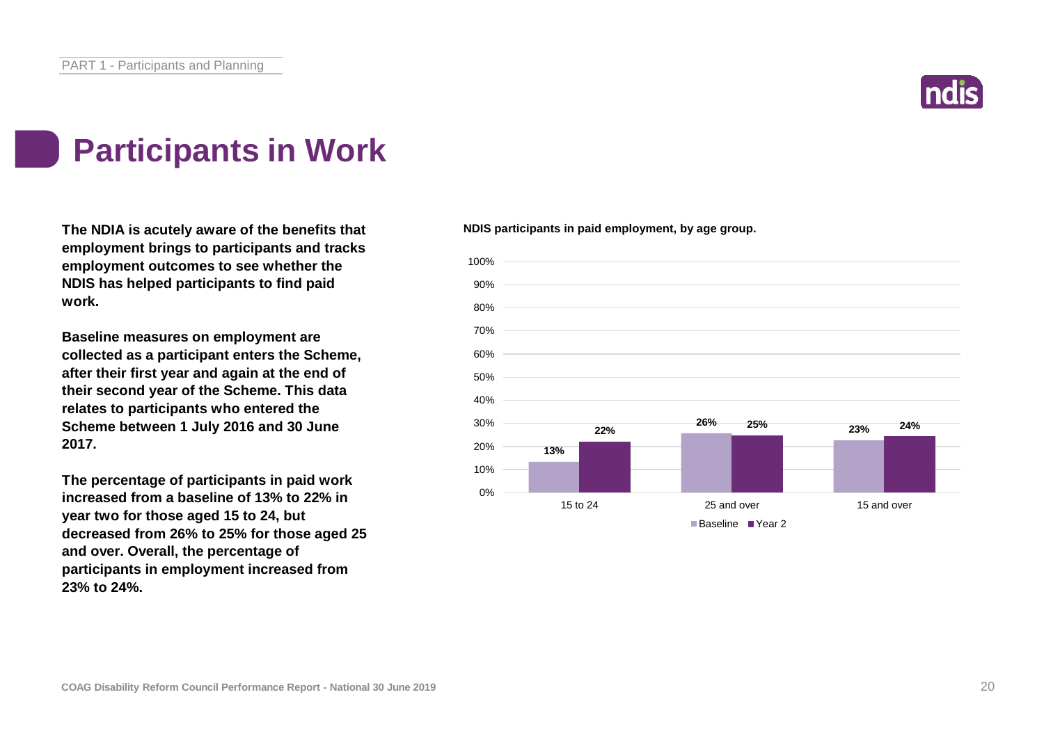# Participants in Work

**The NDIA is acutely aware of the benefits that employment brings to participants and tracks employment outcomes to see whether the NDIS has helped participants to find paid work.**

**Baseline measures on employment are collected as a participant enters the Scheme, after their first year and again at the end of their second year of the Scheme. This data relates to participants who entered the Scheme between 1 July 2016 and 30 June 2017.**

**The percentage of participants in paid work increased from a baseline of 13% to 22% in year two for those aged 15 to 24, but decreased from 26% to 25% for those aged 25 and over. Overall, the percentage of participants in employment increased from 23% to 24%.**

**NDIS participants in paid employment, by age group.**

| Age group | Baseline | Year 2 |
|---|---|---|
| 15 to 24 | 13% | 22% |
| 25 and over | 26% | 25% |
| 15 and over | 23% | 24% |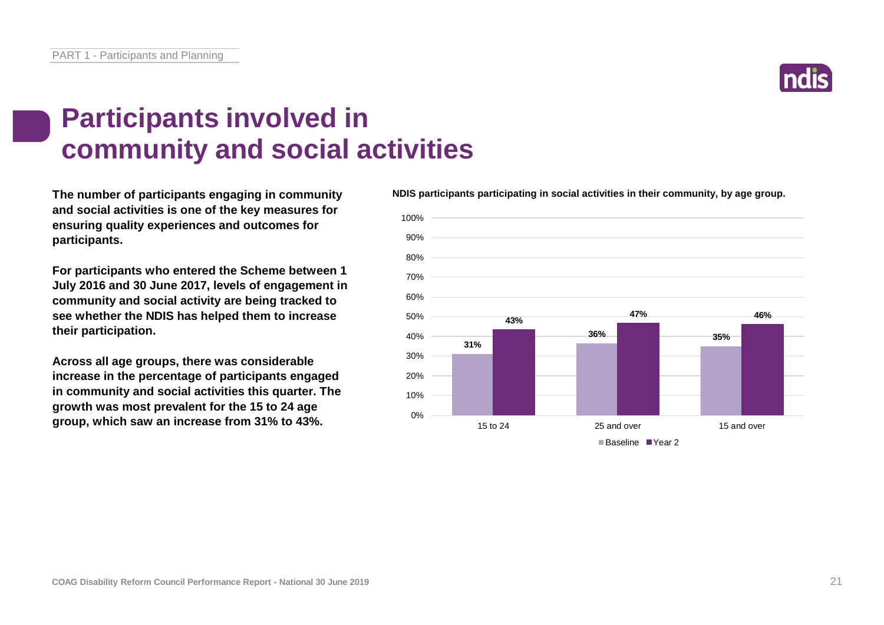# Participants involved in community and social activities

**The number of participants engaging in community and social activities is one of the key measures for ensuring quality experiences and outcomes for participants.**

**For participants who entered the Scheme between 1 July 2016 and 30 June 2017, levels of engagement in community and social activity are being tracked to see whether the NDIS has helped them to increase their participation.**

**Across all age groups, there was considerable increase in the percentage of participants engaged in community and social activities this quarter. The growth was most prevalent for the 15 to 24 age group, which saw an increase from 31% to 43%.**

**NDIS participants participating in social activities in their community, by age group.**

| Age group | Baseline | Year 2 |
| --- | --- | --- |
| 15 to 24 | 31% | 43% |
| 25 and over | 36% | 47% |
| 15 and over | 35% | 46% |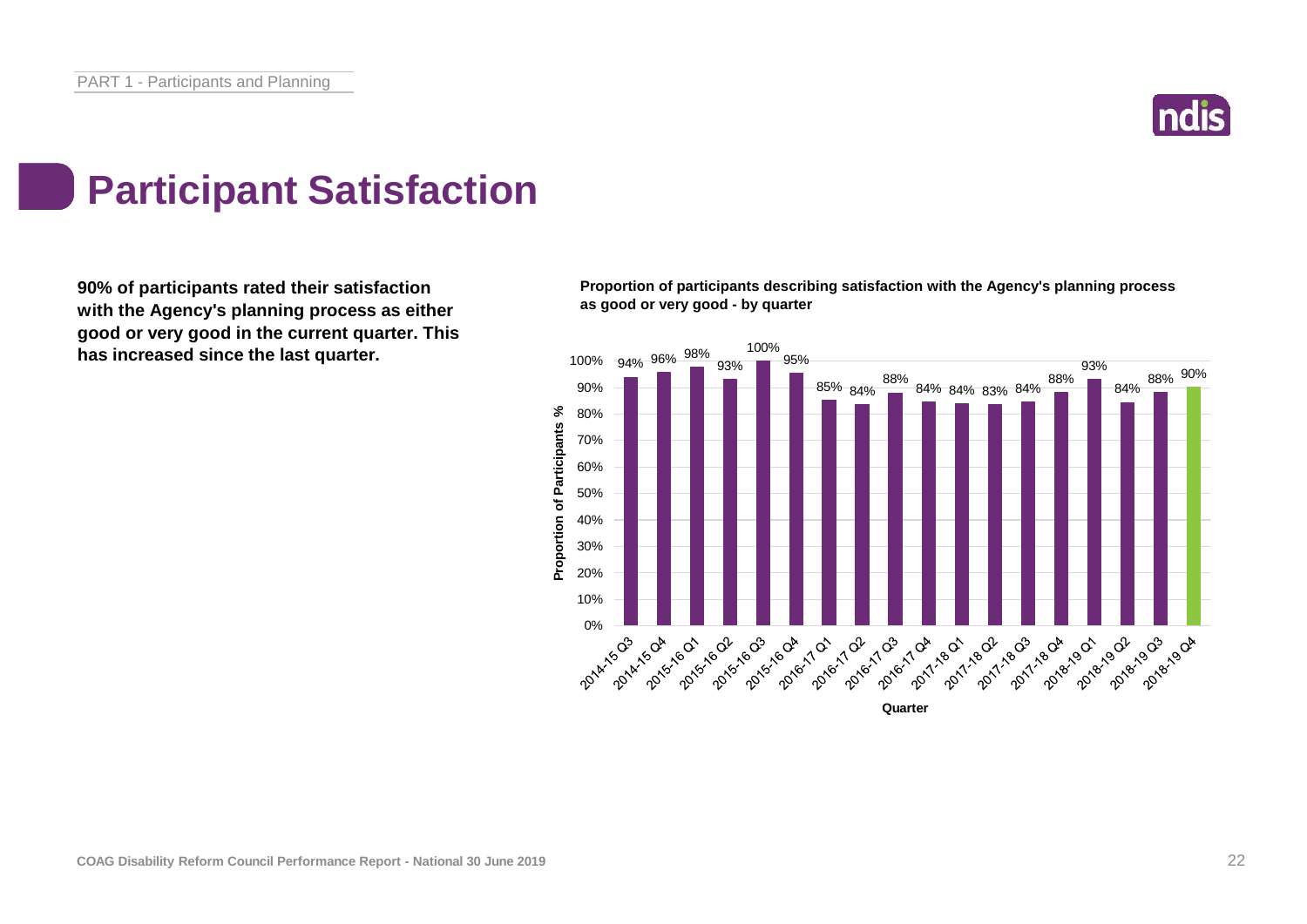# Participant Satisfaction

**90% of participants rated their satisfaction with the Agency's planning process as either good or very good in the current quarter. This has increased since the last quarter.**

**Proportion of participants describing satisfaction with the Agency's planning process as good or very good - by quarter**

| Quarter | Proportion of Participants % |
|---|---|
| 2014-15 Q3 | 94% |
| 2014-15 Q4 | 96% |
| 2015-16 Q1 | 98% |
| 2015-16 Q2 | 93% |
| 2015-16 Q3 | 100% |
| 2015-16 Q4 | 95% |
| 2016-17 Q1 | 85% |
| 2016-17 Q2 | 84% |
| 2016-17 Q3 | 88% |
| 2016-17 Q4 | 84% |
| 2017-18 Q1 | 84% |
| 2017-18 Q2 | 83% |
| 2017-18 Q3 | 84% |
| 2017-18 Q4 | 88% |
| 2018-19 Q1 | 93% |
| 2018-19 Q2 | 84% |
| 2018-19 Q3 | 88% |
| 2018-19 Q4 | 90% |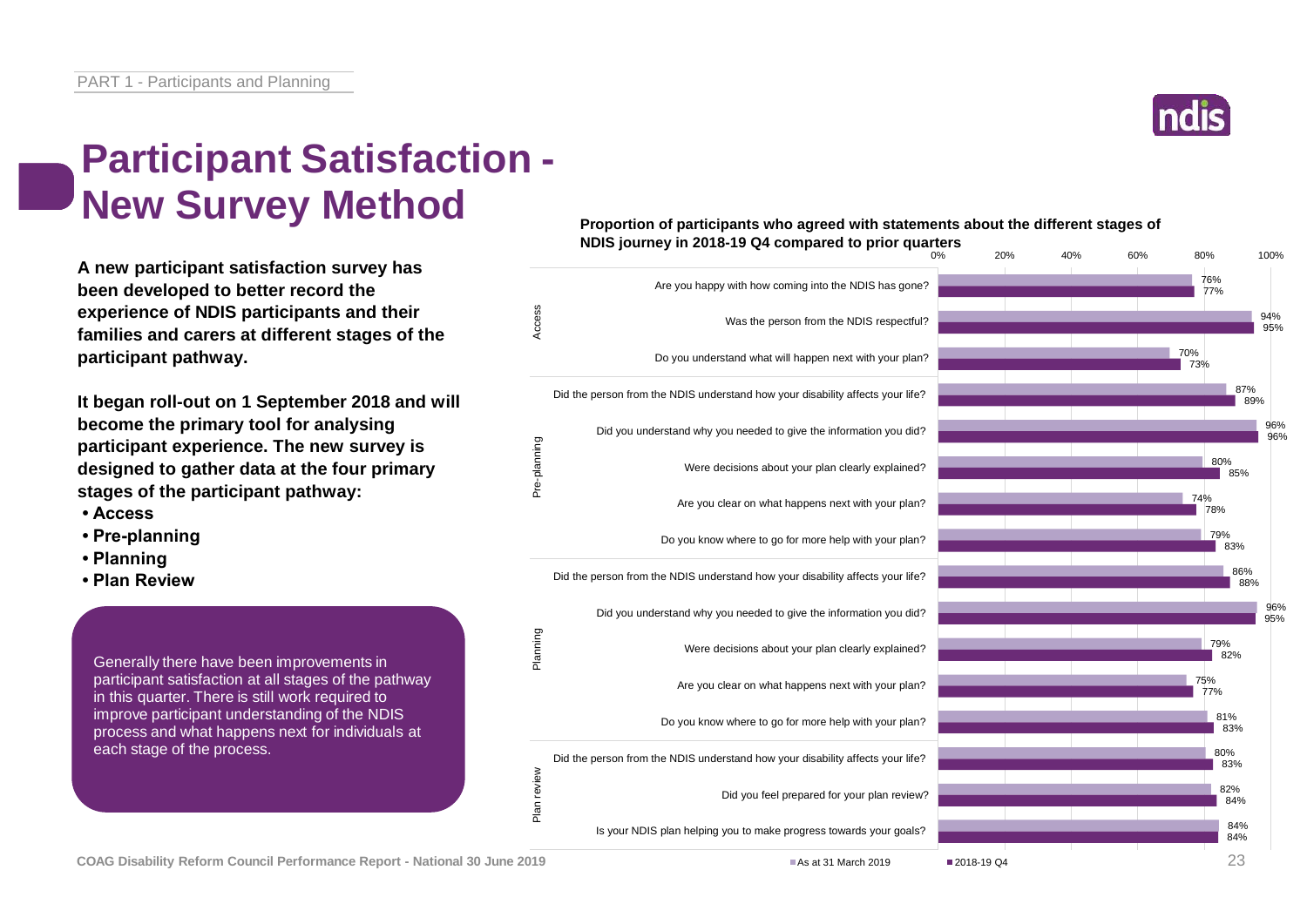# Participant Satisfaction - New Survey Method

**A new participant satisfaction survey has been developed to better record the experience of NDIS participants and their families and carers at different stages of the participant pathway.**

**It began roll-out on 1 September 2018 and will become the primary tool for analysing participant experience. The new survey is designed to gather data at the four primary stages of the participant pathway:**

- **Access**
- **Pre-planning**
- **Planning**
- **Plan Review**

Generally there have been improvements in participant satisfaction at all stages of the pathway in this quarter. There is still work required to improve participant understanding of the NDIS process and what happens next for individuals at each stage of the process.

**Proportion of participants who agreed with statements about the different stages of NDIS journey in 2018-19 Q4 compared to prior quarters**

| Stage | Statement | As at 31 March 2019 | 2018-19 Q4 |
|---|---|---|---|
| Access | Are you happy with how coming into the NDIS has gone? | 76% | 77% |
| Access | Was the person from the NDIS respectful? | 94% | 95% |
| Access | Do you understand what will happen next with your plan? | 70% | 73% |
| Pre-planning | Did the person from the NDIS understand how your disability affects your life? | 87% | 89% |
| Pre-planning | Did you understand why you needed to give the information you did? | 96% | 96% |
| Pre-planning | Were decisions about your plan clearly explained? | 80% | 85% |
| Pre-planning | Are you clear on what happens next with your plan? | 74% | 78% |
| Pre-planning | Do you know where to go for more help with your plan? | 79% | 83% |
| Planning | Did the person from the NDIS understand how your disability affects your life? | 86% | 88% |
| Planning | Did you understand why you needed to give the information you did? | 96% | 95% |
| Planning | Were decisions about your plan clearly explained? | 79% | 82% |
| Planning | Are you clear on what happens next with your plan? | 75% | 77% |
| Planning | Do you know where to go for more help with your plan? | 81% | 83% |
| Plan review | Did the person from the NDIS understand how your disability affects your life? | 80% | 83% |
| Plan review | Did you feel prepared for your plan review? | 82% | 84% |
| Plan review | Is your NDIS plan helping you to make progress towards your goals? | 84% | 84% |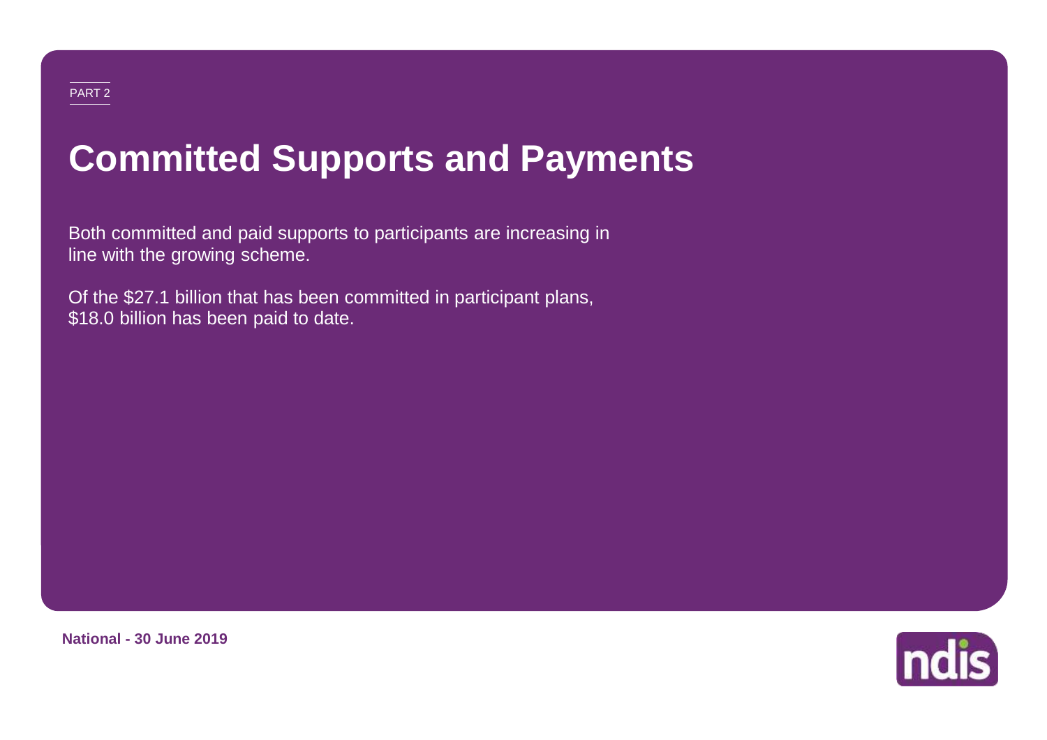PART 2

# Committed Supports and Payments

Both committed and paid supports to participants are increasing in line with the growing scheme.

Of the $27.1 billion that has been committed in participant plans, $18.0 billion has been paid to date.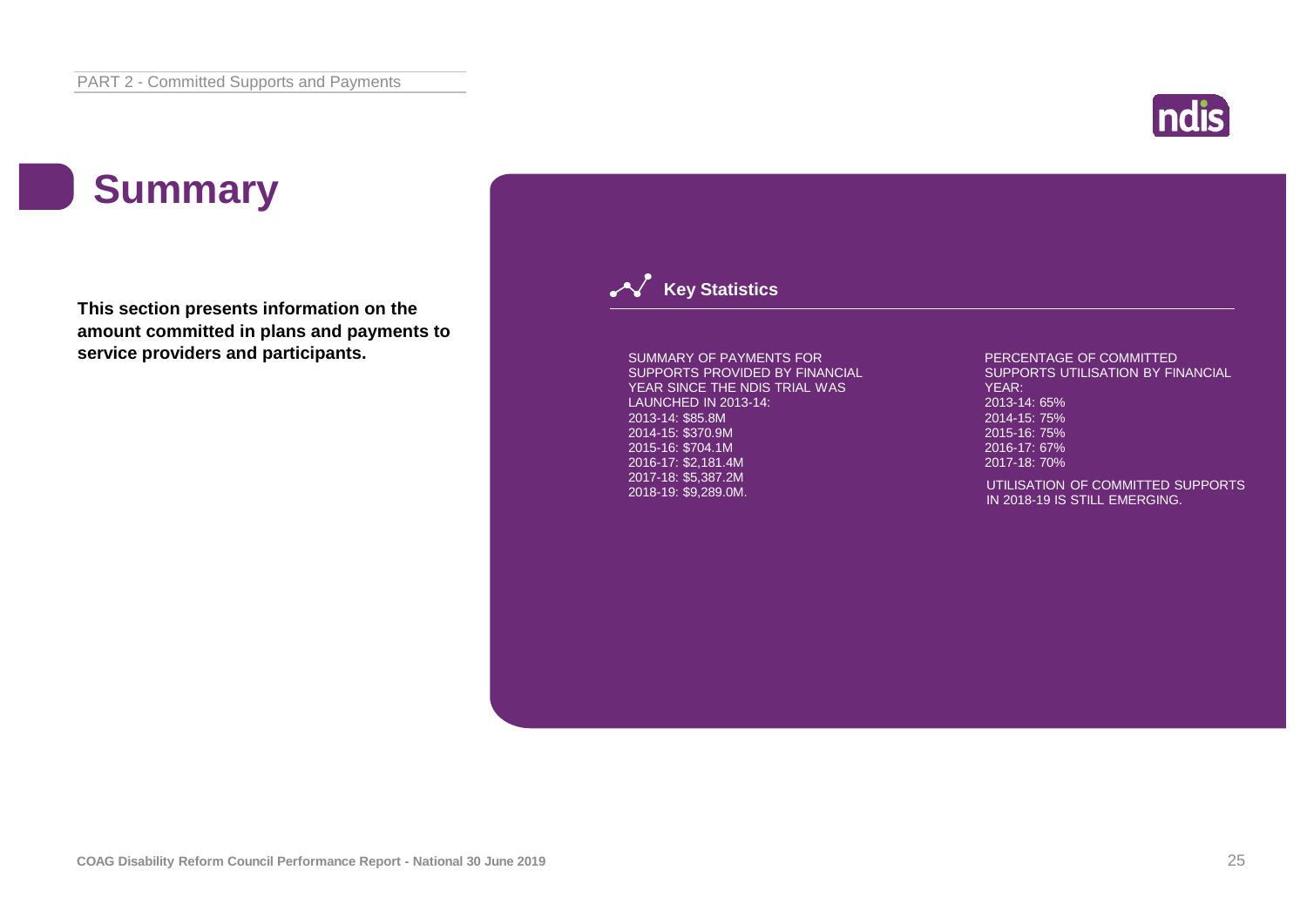# Summary

**This section presents information on the amount committed in plans and payments to service providers and participants.**

## Key Statistics

SUMMARY OF PAYMENTS FOR SUPPORTS PROVIDED BY FINANCIAL YEAR SINCE THE NDIS TRIAL WAS LAUNCHED IN 2013-14:
2013-14: $85.8M
2014-15: $370.9M
2015-16: $704.1M
2016-17: $2,181.4M
2017-18: $5,387.2M
2018-19: $9,289.0M.

PERCENTAGE OF COMMITTED SUPPORTS UTILISATION BY FINANCIAL YEAR:
2013-14: 65%
2014-15: 75%
2015-16: 75%
2016-17: 67%
2017-18: 70%

UTILISATION OF COMMITTED SUPPORTS IN 2018-19 IS STILL EMERGING.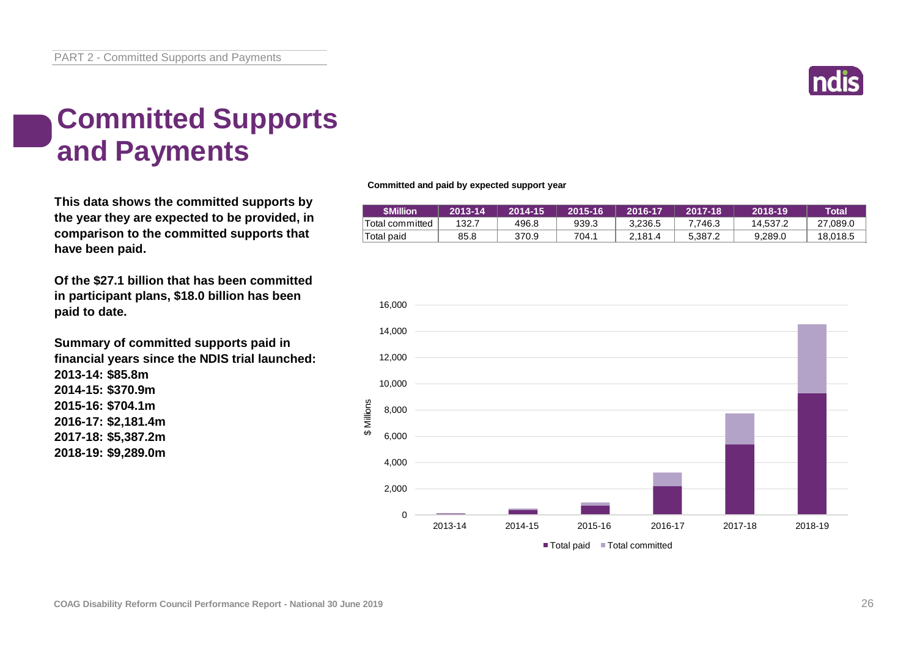# Committed Supports and Payments

**This data shows the committed supports by the year they are expected to be provided, in comparison to the committed supports that have been paid.**

**Of the $27.1 billion that has been committed in participant plans, $18.0 billion has been paid to date.**

**Summary of committed supports paid in financial years since the NDIS trial launched:**
**2013-14: $85.8m**
**2014-15: $370.9m**
**2015-16: $704.1m**
**2016-17: $2,181.4m**
**2017-18: $5,387.2m**
**2018-19: $9,289.0m**

**Committed and paid by expected support year**

| $Million | 2013-14 | 2014-15 | 2015-16 | 2016-17 | 2017-18 | 2018-19 | Total |
|---|---|---|---|---|---|---|---|
| Total committed | 132.7 | 496.8 | 939.3 | 3,236.5 | 7,746.3 | 14,537.2 | 27,089.0 |
| Total paid | 85.8 | 370.9 | 704.1 | 2,181.4 | 5,387.2 | 9,289.0 | 18,018.5 |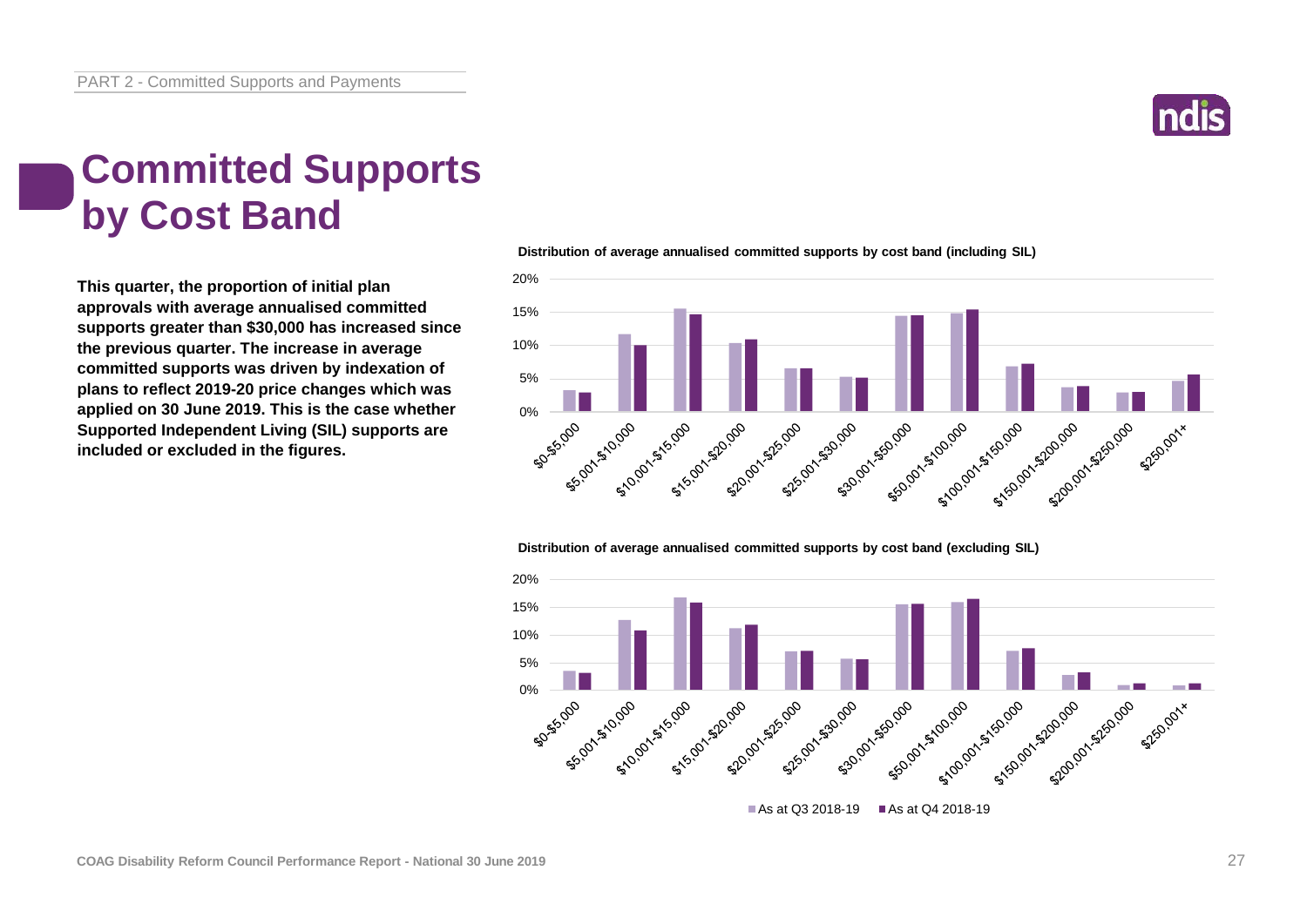# Committed Supports by Cost Band

**This quarter, the proportion of initial plan approvals with average annualised committed supports greater than $30,000 has increased since the previous quarter. The increase in average committed supports was driven by indexation of plans to reflect 2019-20 price changes which was applied on 30 June 2019. This is the case whether Supported Independent Living (SIL) supports are included or excluded in the figures.**

**Distribution of average annualised committed supports by cost band (including SIL)**

**Distribution of average annualised committed supports by cost band (excluding SIL)**

As at Q3 2018-19 | As at Q4 2018-19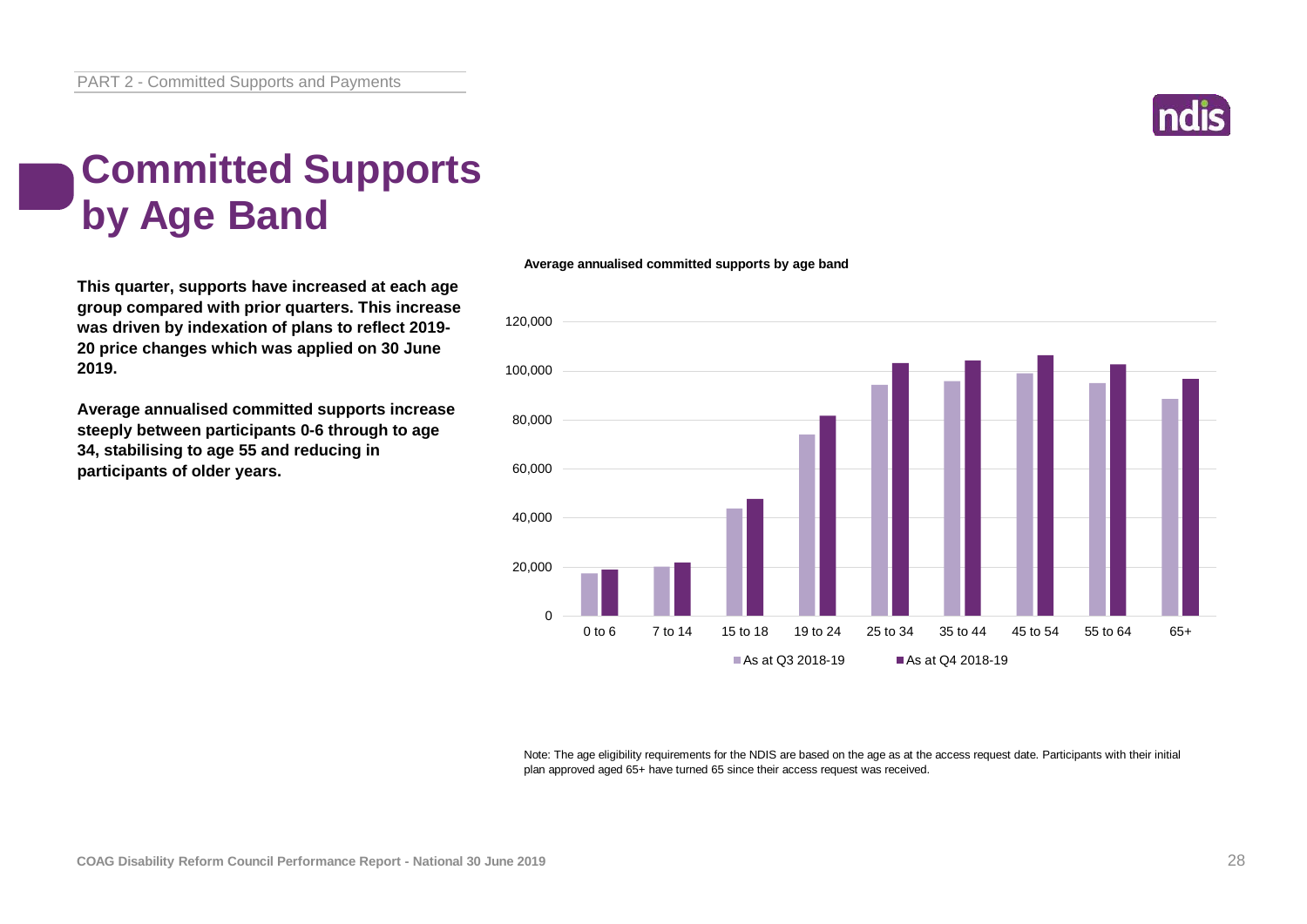# Committed Supports by Age Band

**This quarter, supports have increased at each age group compared with prior quarters. This increase was driven by indexation of plans to reflect 2019-20 price changes which was applied on 30 June 2019.**

**Average annualised committed supports increase steeply between participants 0-6 through to age 34, stabilising to age 55 and reducing in participants of older years.**

**Average annualised committed supports by age band**

Note: The age eligibility requirements for the NDIS are based on the age as at the access request date. Participants with their initial plan approved aged 65+ have turned 65 since their access request was received.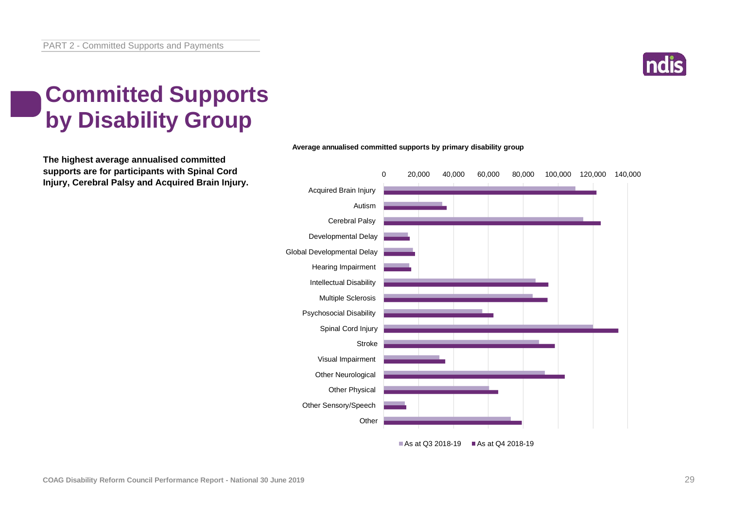# Committed Supports by Disability Group

**The highest average annualised committed supports are for participants with Spinal Cord Injury, Cerebral Palsy and Acquired Brain Injury.**

**Average annualised committed supports by primary disability group**

Acquired Brain Injury
Autism
Cerebral Palsy
Developmental Delay
Global Developmental Delay
Hearing Impairment
Intellectual Disability
Multiple Sclerosis
Psychosocial Disability
Spinal Cord Injury
Stroke
Visual Impairment
Other Neurological
Other Physical
Other Sensory/Speech
Other

0 20,000 40,000 60,000 80,000 100,000 120,000 140,000

As at Q3 2018-19 ■ As at Q4 2018-19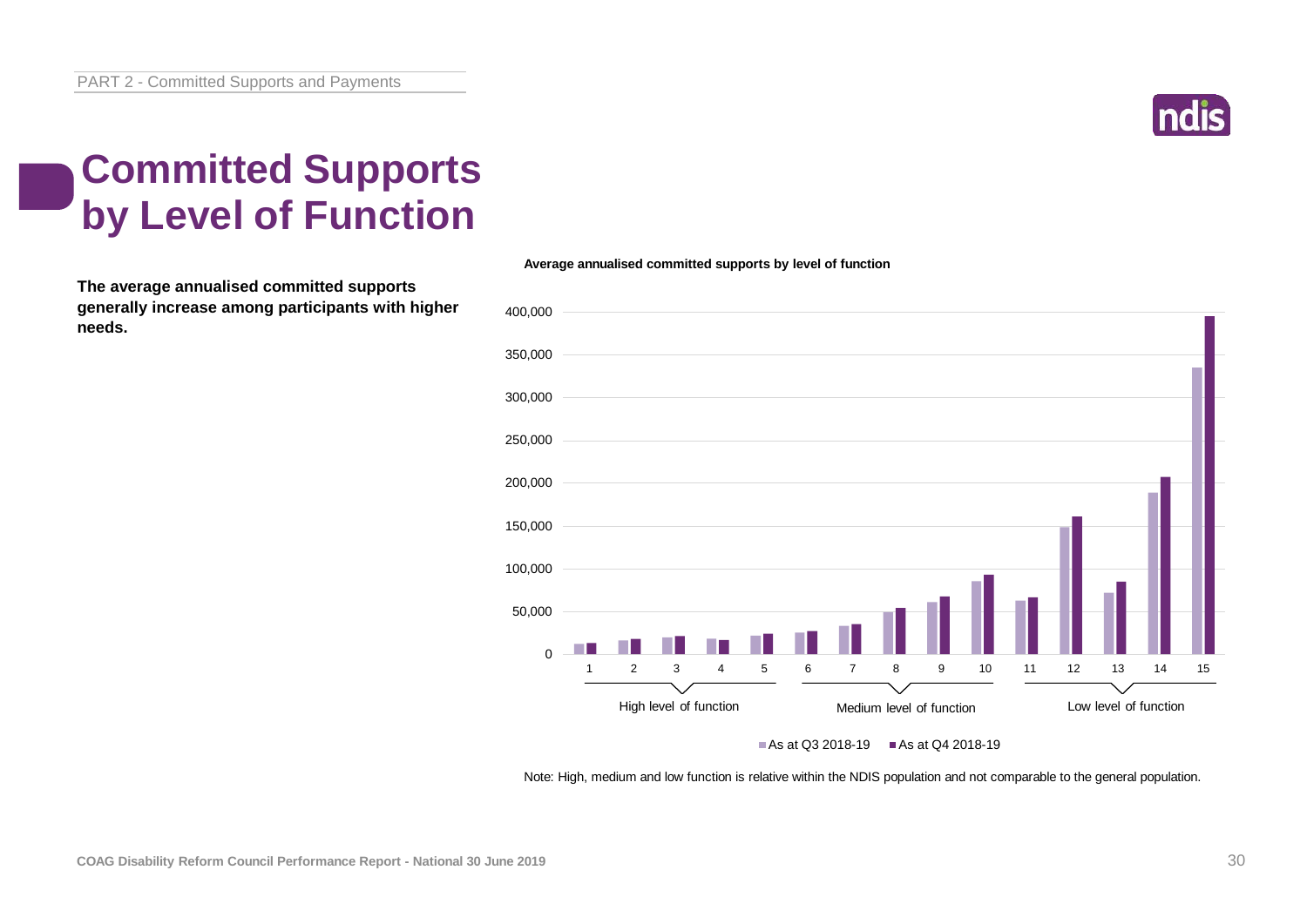PART 2 - Committed Supports and Payments

# Committed Supports by Level of Function

**The average annualised committed supports generally increase among participants with higher needs.**

**Average annualised committed supports by level of function**

Note: High, medium and low function is relative within the NDIS population and not comparable to the general population.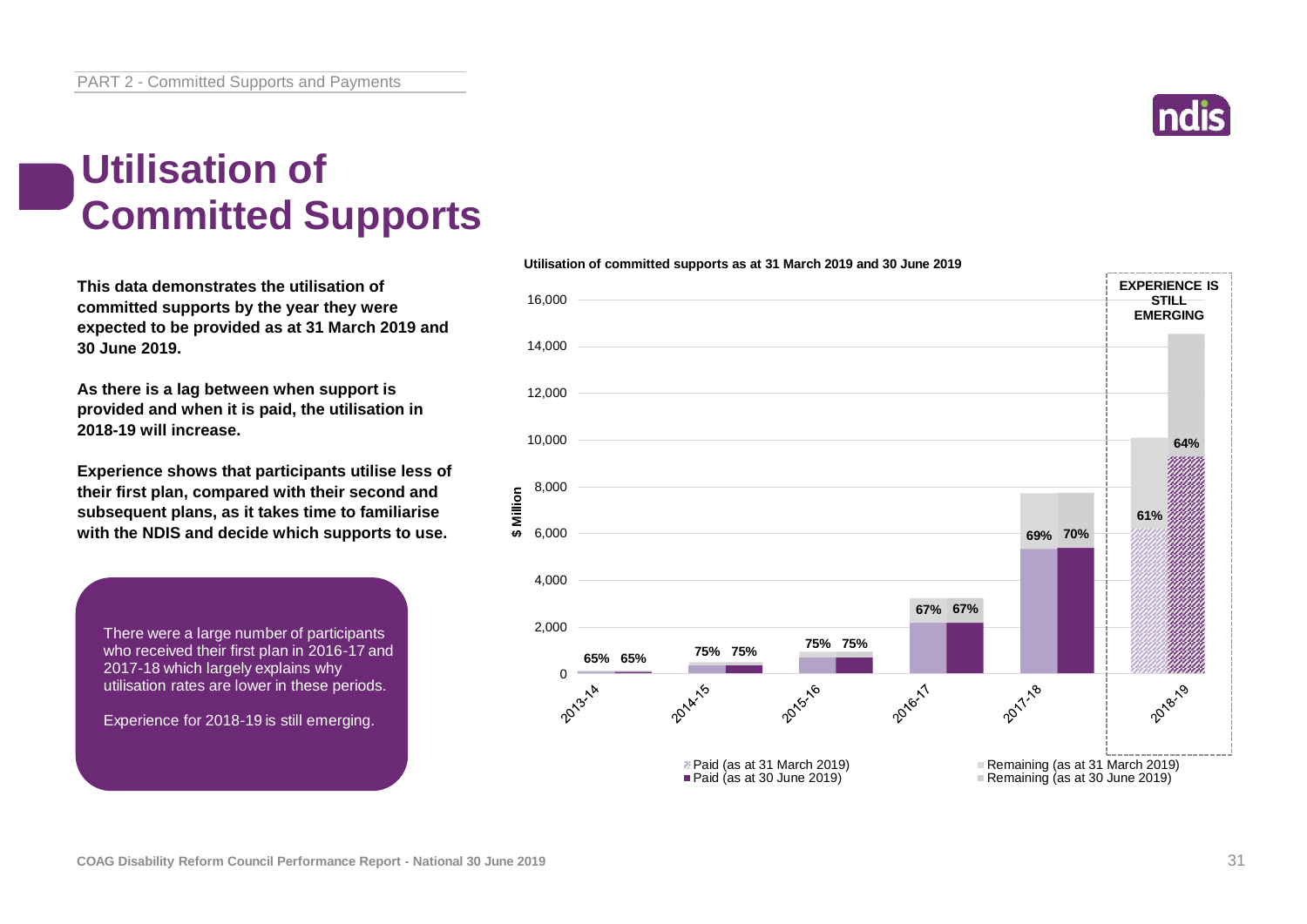# Utilisation of Committed Supports

**This data demonstrates the utilisation of committed supports by the year they were expected to be provided as at 31 March 2019 and 30 June 2019.**

**As there is a lag between when support is provided and when it is paid, the utilisation in 2018-19 will increase.**

**Experience shows that participants utilise less of their first plan, compared with their second and subsequent plans, as it takes time to familiarise with the NDIS and decide which supports to use.**

There were a large number of participants who received their first plan in 2016-17 and 2017-18 which largely explains why utilisation rates are lower in these periods.

Experience for 2018-19 is still emerging.

**Utilisation of committed supports as at 31 March 2019 and 30 June 2019**

| Year | Utilisation (as at 31 March 2019) | Utilisation (as at 30 June 2019) |
|---|---|---|
| 2013-14 | 65% | 65% |
| 2014-15 | 75% | 75% |
| 2015-16 | 75% | 75% |
| 2016-17 | 67% | 67% |
| 2017-18 | 69% | 70% |
| 2018-19 | 61% | 64% |

2018-19: EXPERIENCE IS STILL EMERGING

Legend: Paid (as at 31 March 2019); Paid (as at 30 June 2019); Remaining (as at 31 March 2019); Remaining (as at 30 June 2019)

Y-axis: $ Million (0 to 16,000)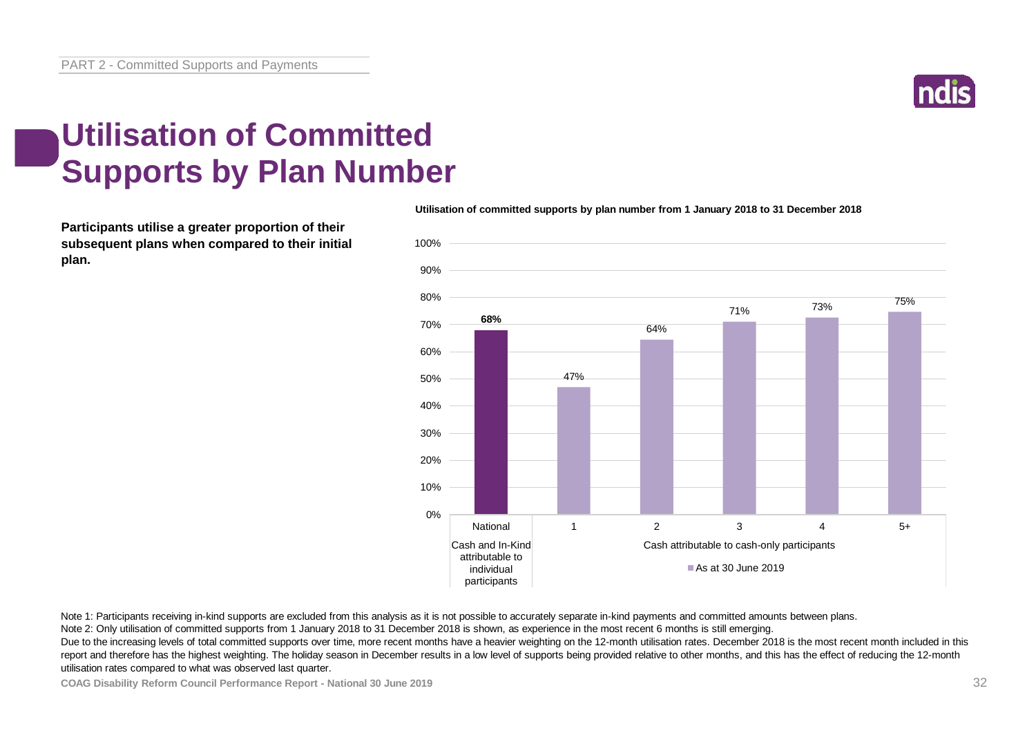# Utilisation of Committed Supports by Plan Number

**Participants utilise a greater proportion of their subsequent plans when compared to their initial plan.**

**Utilisation of committed supports by plan number from 1 January 2018 to 31 December 2018**

| Category | Plan number | Utilisation (As at 30 June 2019) |
|---|---|---|
| Cash and In-Kind attributable to individual participants | National | **68%** |
| Cash attributable to cash-only participants | 1 | 47% |
| | 2 | 64% |
| | 3 | 71% |
| | 4 | 73% |
| | 5+ | 75% |

Note 1: Participants receiving in-kind supports are excluded from this analysis as it is not possible to accurately separate in-kind payments and committed amounts between plans.

Note 2: Only utilisation of committed supports from 1 January 2018 to 31 December 2018 is shown, as experience in the most recent 6 months is still emerging.

Due to the increasing levels of total committed supports over time, more recent months have a heavier weighting on the 12-month utilisation rates. December 2018 is the most recent month included in this report and therefore has the highest weighting. The holiday season in December results in a low level of supports being provided relative to other months, and this has the effect of reducing the 12-month utilisation rates compared to what was observed last quarter.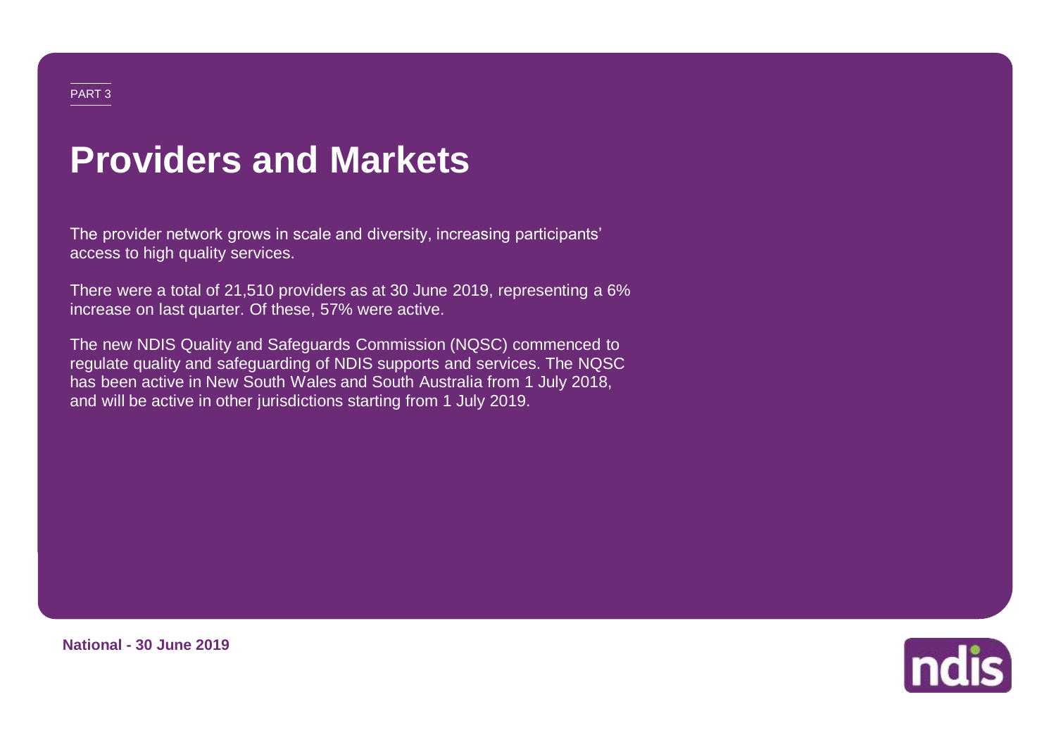PART 3

# Providers and Markets

The provider network grows in scale and diversity, increasing participants' access to high quality services.

There were a total of 21,510 providers as at 30 June 2019, representing a 6% increase on last quarter. Of these, 57% were active.

The new NDIS Quality and Safeguards Commission (NQSC) commenced to regulate quality and safeguarding of NDIS supports and services. The NQSC has been active in New South Wales and South Australia from 1 July 2018, and will be active in other jurisdictions starting from 1 July 2019.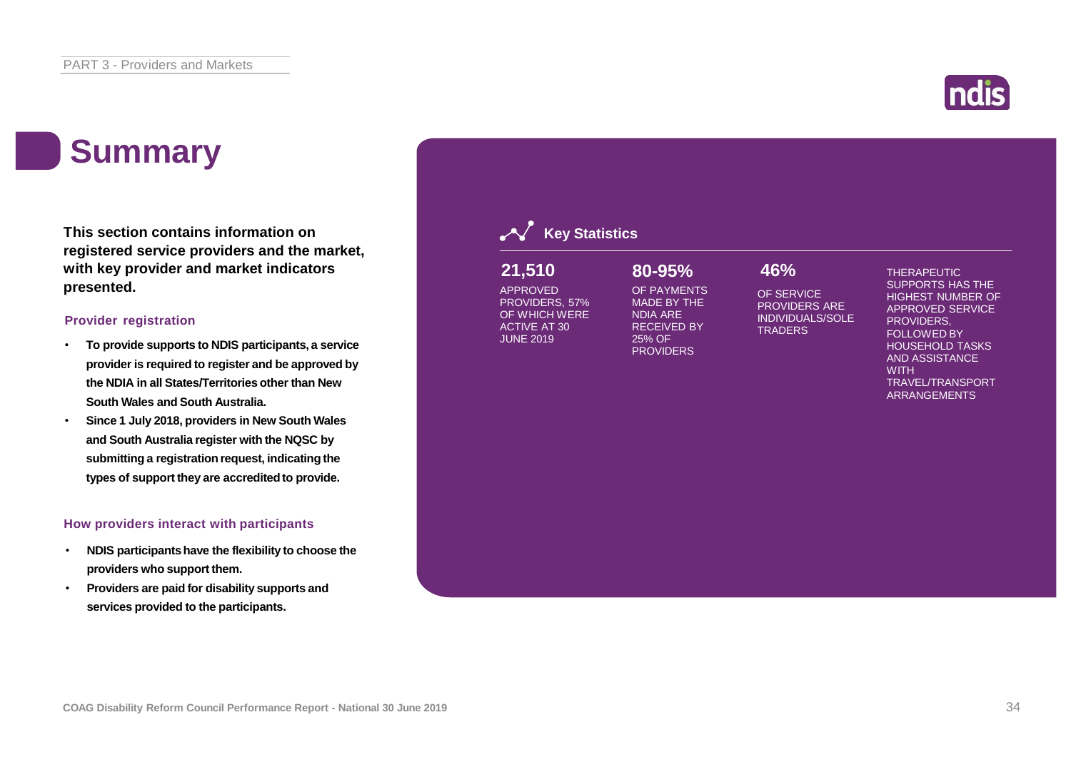# Summary

**This section contains information on registered service providers and the market, with key provider and market indicators presented.**

### Provider registration

- **To provide supports to NDIS participants, a service provider is required to register and be approved by the NDIA in all States/Territories other than New South Wales and South Australia.**
- **Since 1 July 2018, providers in New South Wales and South Australia register with the NQSC by submitting a registration request, indicating the types of support they are accredited to provide.**

### How providers interact with participants

- **NDIS participants have the flexibility to choose the providers who support them.**
- **Providers are paid for disability supports and services provided to the participants.**

## Key Statistics

**21,510**
APPROVED PROVIDERS, 57% OF WHICH WERE ACTIVE AT 30 JUNE 2019

**80-95%**
OF PAYMENTS MADE BY THE NDIA ARE RECEIVED BY 25% OF PROVIDERS

**46%**
OF SERVICE PROVIDERS ARE INDIVIDUALS/SOLE TRADERS

THERAPEUTIC SUPPORTS HAS THE HIGHEST NUMBER OF APPROVED SERVICE PROVIDERS, FOLLOWED BY HOUSEHOLD TASKS AND ASSISTANCE WITH TRAVEL/TRANSPORT ARRANGEMENTS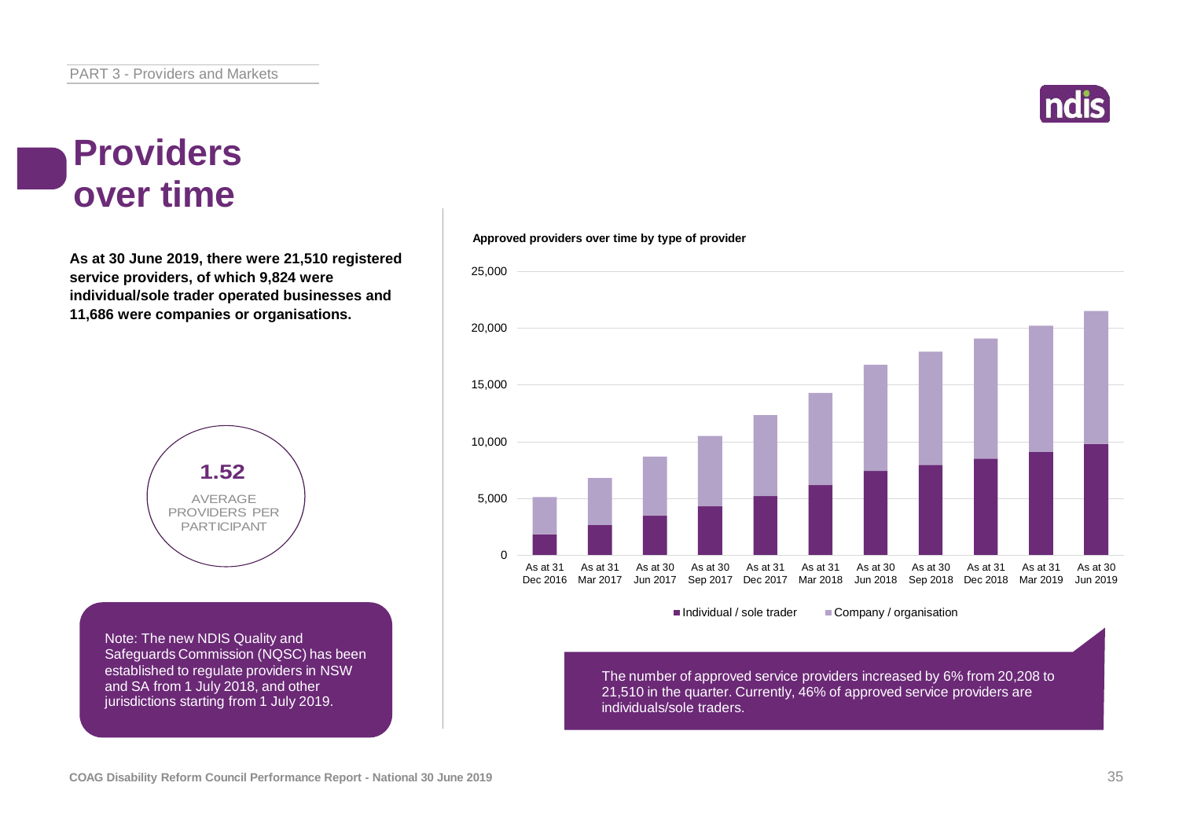# Providers over time

**As at 30 June 2019, there were 21,510 registered service providers, of which 9,824 were individual/sole trader operated businesses and 11,686 were companies or organisations.**

**1.52**
AVERAGE PROVIDERS PER PARTICIPANT

Note: The new NDIS Quality and Safeguards Commission (NQSC) has been established to regulate providers in NSW and SA from 1 July 2018, and other jurisdictions starting from 1 July 2019.

**Approved providers over time by type of provider**

Legend: Individual / sole trader; Company / organisation

Periods shown: As at 31 Dec 2016, As at 31 Mar 2017, As at 30 Jun 2017, As at 30 Sep 2017, As at 31 Dec 2017, As at 31 Mar 2018, As at 30 Jun 2018, As at 30 Sep 2018, As at 31 Dec 2018, As at 31 Mar 2019, As at 30 Jun 2019

The number of approved service providers increased by 6% from 20,208 to 21,510 in the quarter. Currently, 46% of approved service providers are individuals/sole traders.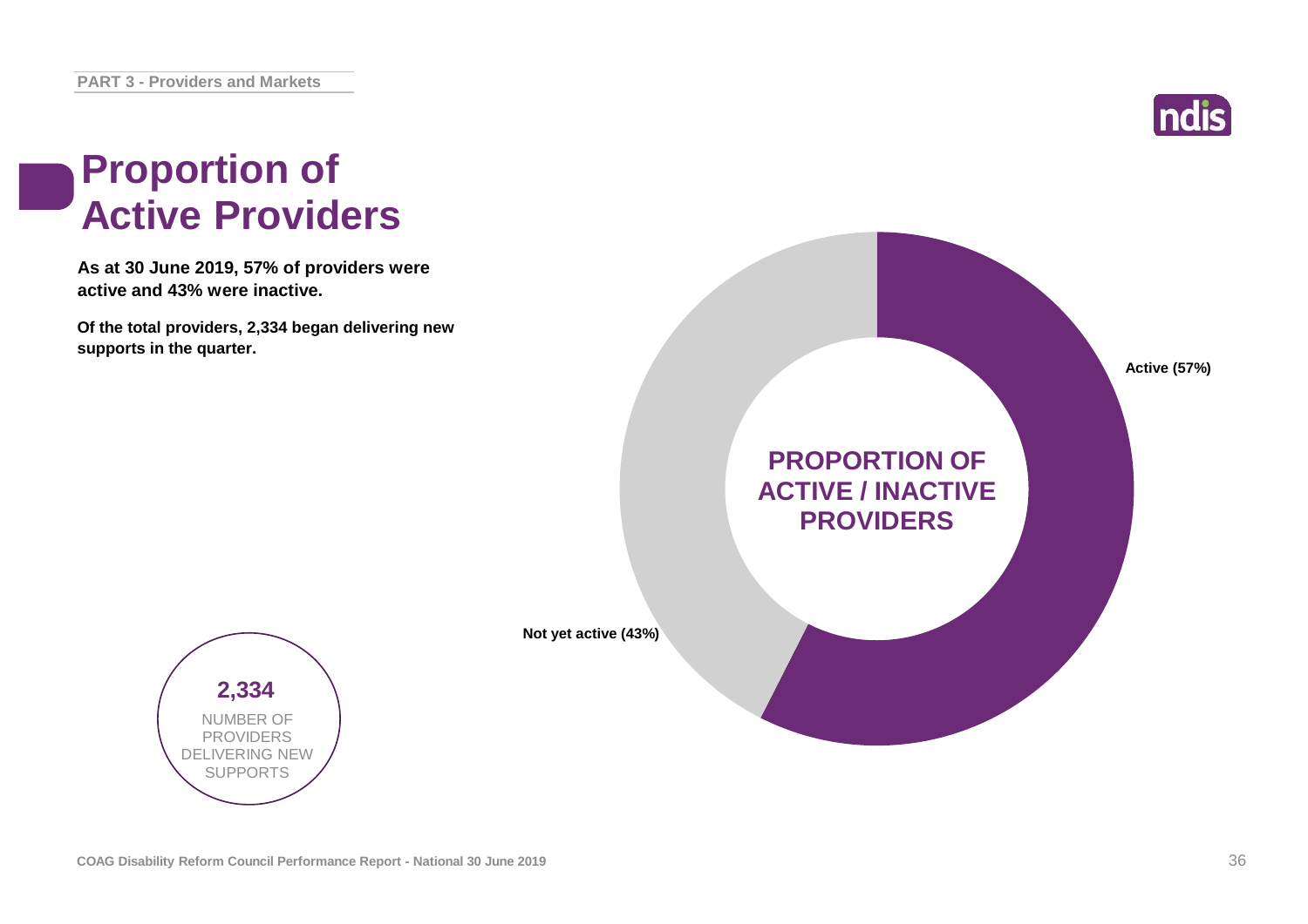# Proportion of Active Providers

**As at 30 June 2019, 57% of providers were active and 43% were inactive.**

**Of the total providers, 2,334 began delivering new supports in the quarter.**

**PROPORTION OF ACTIVE / INACTIVE PROVIDERS**

**Active (57%)**

**Not yet active (43%)**

**2,334**

NUMBER OF PROVIDERS DELIVERING NEW SUPPORTS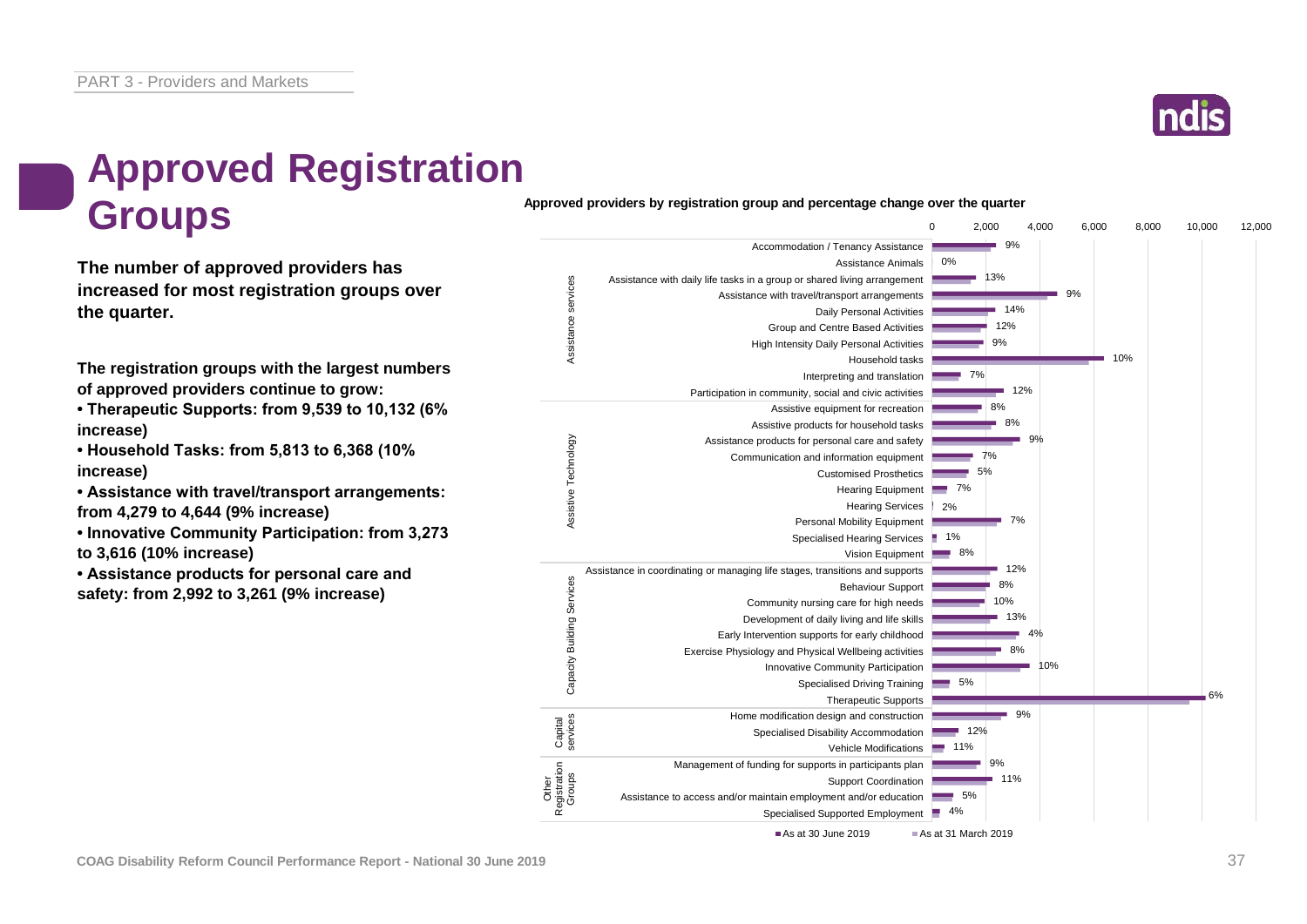# Approved Registration Groups

**The number of approved providers has increased for most registration groups over the quarter.**

**The registration groups with the largest numbers of approved providers continue to grow:**

- **Therapeutic Supports: from 9,539 to 10,132 (6% increase)**
- **Household Tasks: from 5,813 to 6,368 (10% increase)**
- **Assistance with travel/transport arrangements: from 4,279 to 4,644 (9% increase)**
- **Innovative Community Participation: from 3,273 to 3,616 (10% increase)**
- **Assistance products for personal care and safety: from 2,992 to 3,261 (9% increase)**

**Approved providers by registration group and percentage change over the quarter**

| Category | Registration group | % change |
|---|---|---|
| Assistance services | Accommodation / Tenancy Assistance | 9% |
| | Assistance Animals | 0% |
| | Assistance with daily life tasks in a group or shared living arrangement | 13% |
| | Assistance with travel/transport arrangements | 9% |
| | Daily Personal Activities | 14% |
| | Group and Centre Based Activities | 12% |
| | High Intensity Daily Personal Activities | 9% |
| | Household tasks | 10% |
| | Interpreting and translation | 7% |
| | Participation in community, social and civic activities | 12% |
| Assistive Technology | Assistive equipment for recreation | 8% |
| | Assistive products for household tasks | 8% |
| | Assistance products for personal care and safety | 9% |
| | Communication and information equipment | 7% |
| | Customised Prosthetics | 5% |
| | Hearing Equipment | 7% |
| | Hearing Services | 2% |
| | Personal Mobility Equipment | 7% |
| | Specialised Hearing Services | 1% |
| | Vision Equipment | 8% |
| Capacity Building Services | Assistance in coordinating or managing life stages, transitions and supports | 12% |
| | Behaviour Support | 8% |
| | Community nursing care for high needs | 10% |
| | Development of daily living and life skills | 13% |
| | Early Intervention supports for early childhood | 4% |
| | Exercise Physiology and Physical Wellbeing activities | 8% |
| | Innovative Community Participation | 10% |
| | Specialised Driving Training | 5% |
| | Therapeutic Supports | 6% |
| Capital services | Home modification design and construction | 9% |
| | Specialised Disability Accommodation | 12% |
| | Vehicle Modifications | 11% |
| Other Registration Groups | Management of funding for supports in participants plan | 9% |
| | Support Coordination | 11% |
| | Assistance to access and/or maintain employment and/or education | 5% |
| | Specialised Supported Employment | 4% |

■ As at 30 June 2019 ■ As at 31 March 2019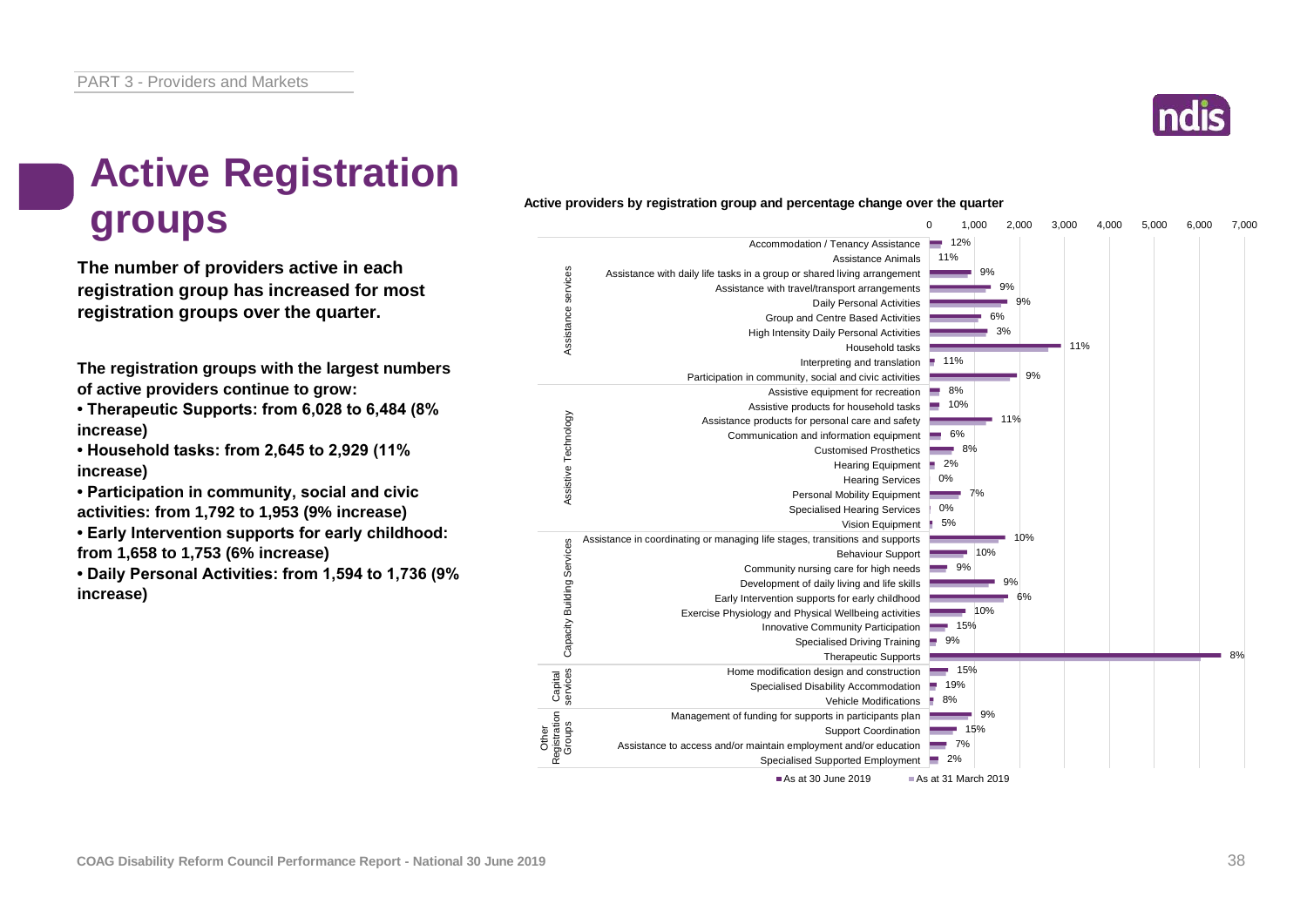# Active Registration groups

**The number of providers active in each registration group has increased for most registration groups over the quarter.**

**The registration groups with the largest numbers of active providers continue to grow:**

- **Therapeutic Supports: from 6,028 to 6,484 (8% increase)**
- **Household tasks: from 2,645 to 2,929 (11% increase)**
- **Participation in community, social and civic activities: from 1,792 to 1,953 (9% increase)**
- **Early Intervention supports for early childhood: from 1,658 to 1,753 (6% increase)**
- **Daily Personal Activities: from 1,594 to 1,736 (9% increase)**

**Active providers by registration group and percentage change over the quarter**

| Category | Registration group | % change |
|---|---|---|
| Assistance services | Accommodation / Tenancy Assistance | 12% |
| | Assistance Animals | 11% |
| | Assistance with daily life tasks in a group or shared living arrangement | 9% |
| | Assistance with travel/transport arrangements | 9% |
| | Daily Personal Activities | 9% |
| | Group and Centre Based Activities | 6% |
| | High Intensity Daily Personal Activities | 3% |
| | Household tasks | 11% |
| | Interpreting and translation | 11% |
| | Participation in community, social and civic activities | 9% |
| Assistive Technology | Assistive equipment for recreation | 8% |
| | Assistive products for household tasks | 10% |
| | Assistance products for personal care and safety | 11% |
| | Communication and information equipment | 6% |
| | Customised Prosthetics | 8% |
| | Hearing Equipment | 2% |
| | Hearing Services | 0% |
| | Personal Mobility Equipment | 7% |
| | Specialised Hearing Services | 0% |
| | Vision Equipment | 5% |
| Capacity Building Services | Assistance in coordinating or managing life stages, transitions and supports | 10% |
| | Behaviour Support | 10% |
| | Community nursing care for high needs | 9% |
| | Development of daily living and life skills | 9% |
| | Early Intervention supports for early childhood | 6% |
| | Exercise Physiology and Physical Wellbeing activities | 10% |
| | Innovative Community Participation | 15% |
| | Specialised Driving Training | 9% |
| | Therapeutic Supports | 8% |
| Capital services | Home modification design and construction | 15% |
| | Specialised Disability Accommodation | 19% |
| | Vehicle Modifications | 8% |
| Other Registration Groups | Management of funding for supports in participants plan | 9% |
| | Support Coordination | 15% |
| | Assistance to access and/or maintain employment and/or education | 7% |
| | Specialised Supported Employment | 2% |

■ As at 30 June 2019 ■ As at 31 March 2019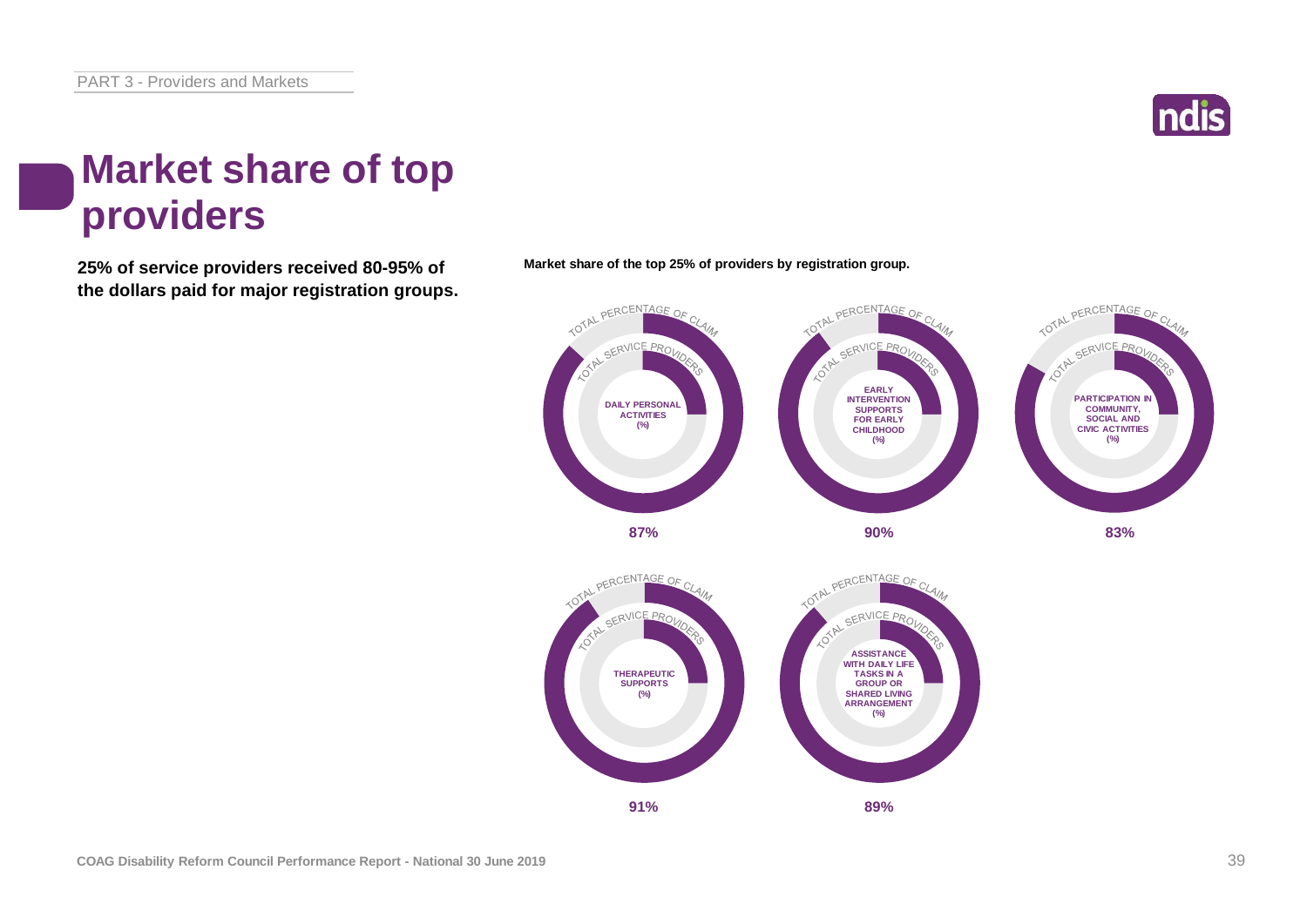# Market share of top providers

**25% of service providers received 80-95% of the dollars paid for major registration groups.**

**Market share of the top 25% of providers by registration group.**

| Registration group | Market share of top 25% of providers (total percentage of claim) |
|---|---|
| Daily personal activities (%) | 87% |
| Early intervention supports for early childhood (%) | 90% |
| Participation in community, social and civic activities (%) | 83% |
| Therapeutic supports (%) | 91% |
| Assistance with daily life tasks in a group or shared living arrangement (%) | 89% |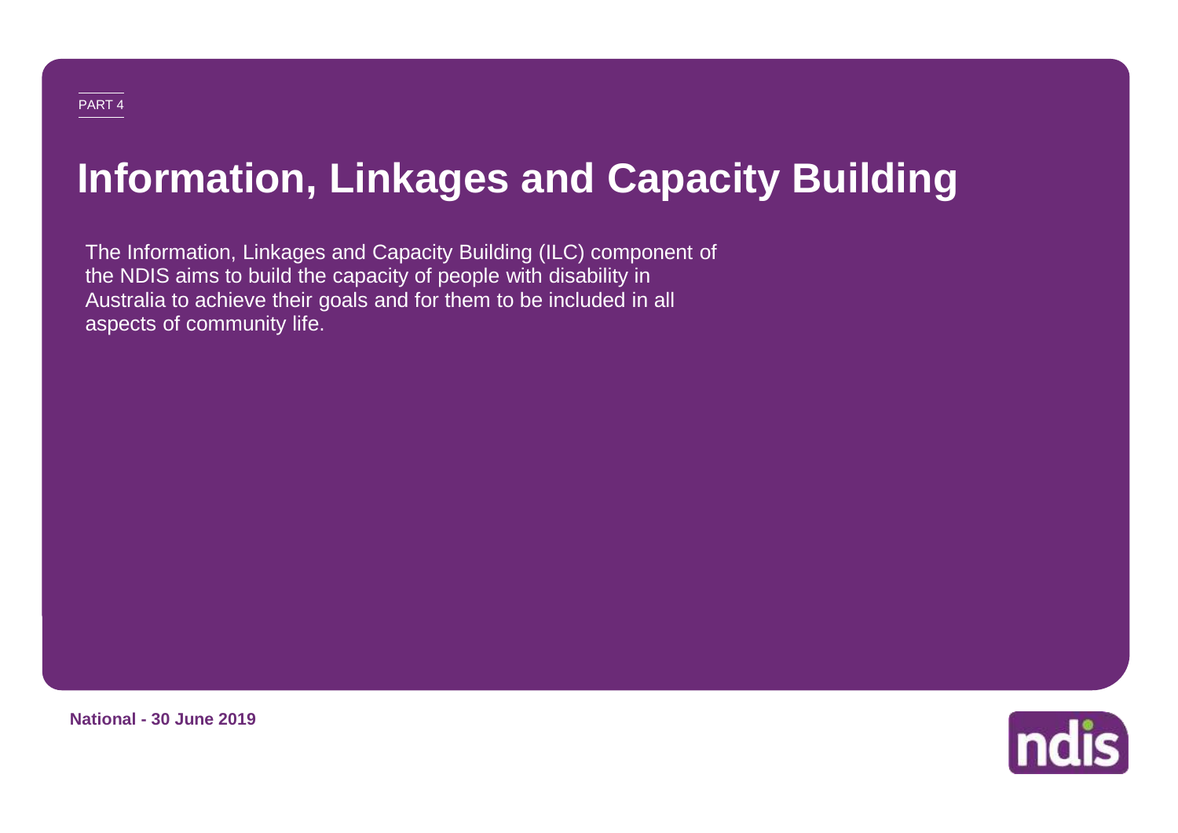PART 4

# Information, Linkages and Capacity Building

The Information, Linkages and Capacity Building (ILC) component of the NDIS aims to build the capacity of people with disability in Australia to achieve their goals and for them to be included in all aspects of community life.

**National - 30 June 2019**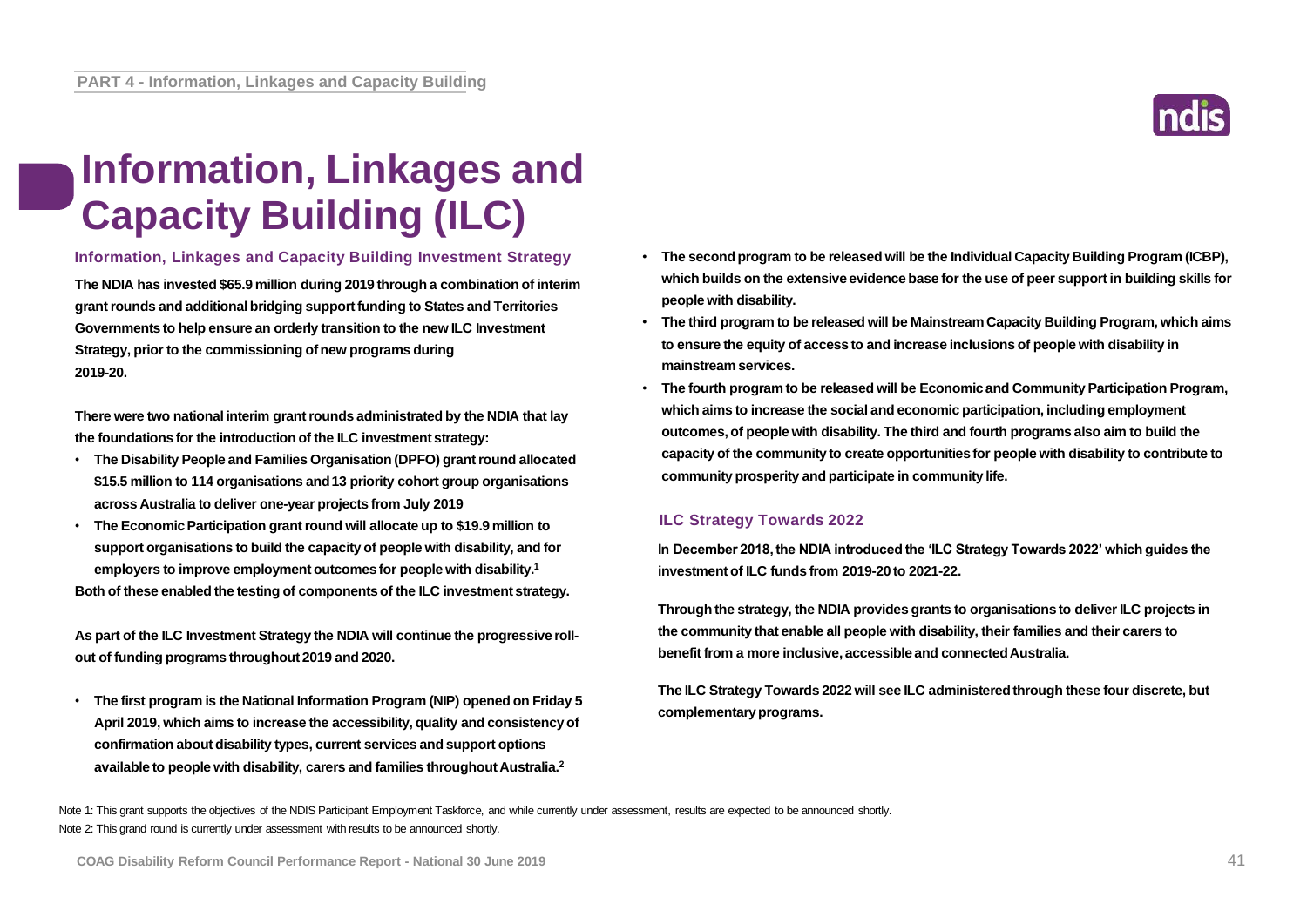# Information, Linkages and Capacity Building (ILC)

## Information, Linkages and Capacity Building Investment Strategy

**The NDIA has invested $65.9 million during 2019 through a combination of interim grant rounds and additional bridging support funding to States and Territories Governments to help ensure an orderly transition to the new ILC Investment Strategy, prior to the commissioning of new programs during 2019-20.**

**There were two national interim grant rounds administrated by the NDIA that lay the foundations for the introduction of the ILC investment strategy:**

- **The Disability People and Families Organisation (DPFO) grant round allocated $15.5 million to 114 organisations and 13 priority cohort group organisations across Australia to deliver one-year projects from July 2019**
- **The Economic Participation grant round will allocate up to $19.9 million to support organisations to build the capacity of people with disability, and for employers to improve employment outcomes for people with disability.[1]**

**Both of these enabled the testing of components of the ILC investment strategy.**

**As part of the ILC Investment Strategy the NDIA will continue the progressive roll-out of funding programs throughout 2019 and 2020.**

- **The first program is the National Information Program (NIP) opened on Friday 5 April 2019, which aims to increase the accessibility, quality and consistency of confirmation about disability types, current services and support options available to people with disability, carers and families throughout Australia.[2]**
- **The second program to be released will be the Individual Capacity Building Program (ICBP), which builds on the extensive evidence base for the use of peer support in building skills for people with disability.**
- **The third program to be released will be Mainstream Capacity Building Program, which aims to ensure the equity of access to and increase inclusions of people with disability in mainstream services.**
- **The fourth program to be released will be Economic and Community Participation Program, which aims to increase the social and economic participation, including employment outcomes, of people with disability. The third and fourth programs also aim to build the capacity of the community to create opportunities for people with disability to contribute to community prosperity and participate in community life.**

## ILC Strategy Towards 2022

**In December 2018, the NDIA introduced the 'ILC Strategy Towards 2022' which guides the investment of ILC funds from 2019-20 to 2021-22.**

**Through the strategy, the NDIA provides grants to organisations to deliver ILC projects in the community that enable all people with disability, their families and their carers to benefit from a more inclusive, accessible and connected Australia.**

**The ILC Strategy Towards 2022 will see ILC administered through these four discrete, but complementary programs.**

Note 1: This grant supports the objectives of the NDIS Participant Employment Taskforce, and while currently under assessment, results are expected to be announced shortly.
Note 2: This grand round is currently under assessment with results to be announced shortly.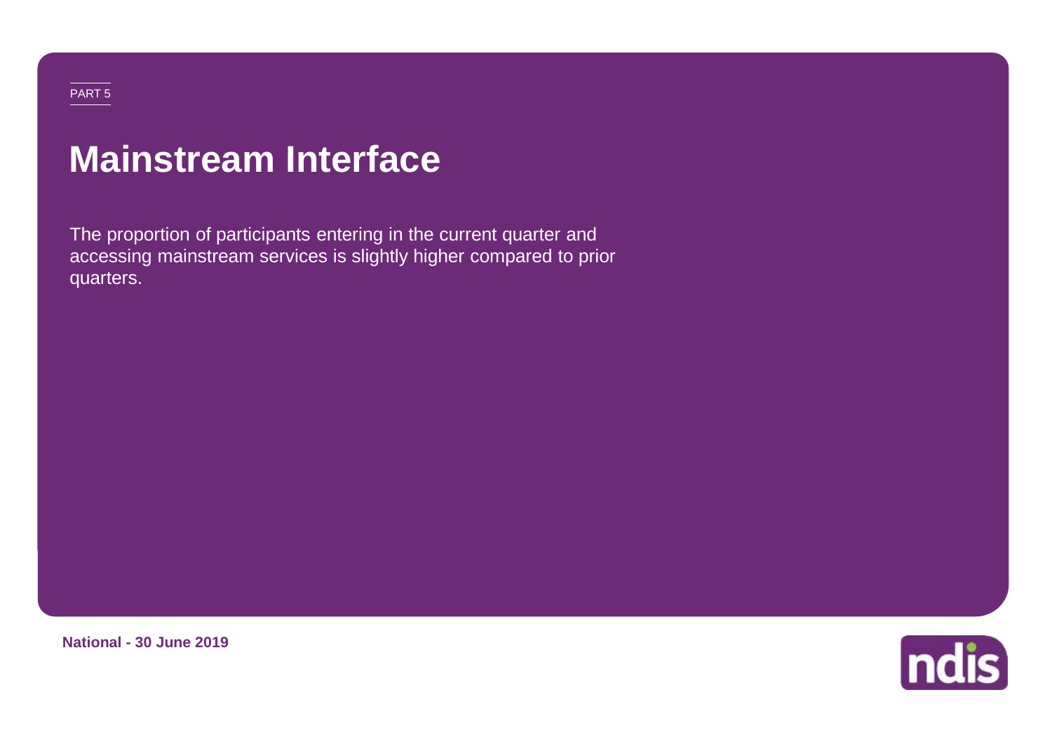PART 5

# Mainstream Interface

The proportion of participants entering in the current quarter and accessing mainstream services is slightly higher compared to prior quarters.

**National - 30 June 2019**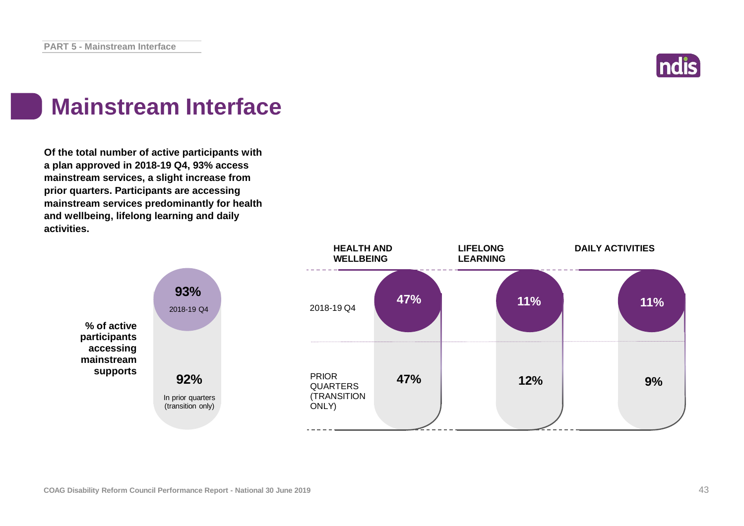# Mainstream Interface

**Of the total number of active participants with a plan approved in 2018-19 Q4, 93% access mainstream services, a slight increase from prior quarters. Participants are accessing mainstream services predominantly for health and wellbeing, lifelong learning and daily activities.**

**% of active participants accessing mainstream supports**

| | % |
|---|---|
| 2018-19 Q4 | **93%** |
| In prior quarters (transition only) | **92%** |

| | HEALTH AND WELLBEING | LIFELONG LEARNING | DAILY ACTIVITIES |
|---|---|---|---|
| 2018-19 Q4 | 47% | 11% | 11% |
| PRIOR QUARTERS (TRANSITION ONLY) | 47% | 12% | 9% |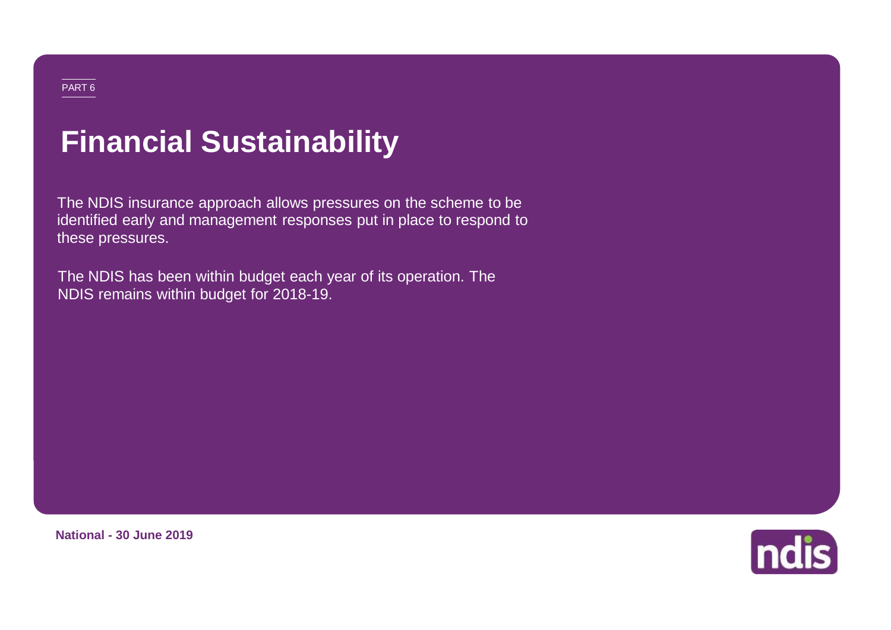PART 6

# Financial Sustainability

The NDIS insurance approach allows pressures on the scheme to be identified early and management responses put in place to respond to these pressures.

The NDIS has been within budget each year of its operation. The NDIS remains within budget for 2018-19.

**National - 30 June 2019**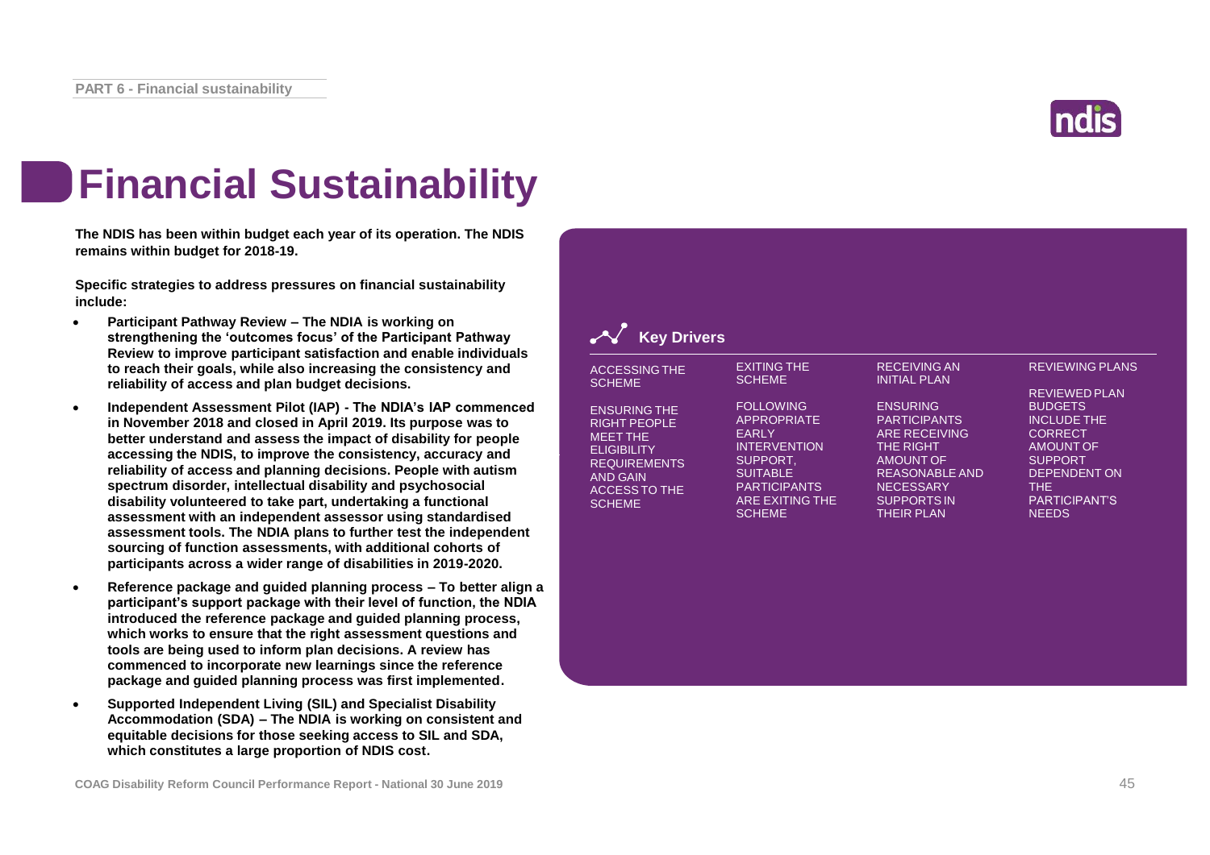# Financial Sustainability

**The NDIS has been within budget each year of its operation. The NDIS remains within budget for 2018-19.**

**Specific strategies to address pressures on financial sustainability include:**

- **Participant Pathway Review – The NDIA is working on strengthening the 'outcomes focus' of the Participant Pathway Review to improve participant satisfaction and enable individuals to reach their goals, while also increasing the consistency and reliability of access and plan budget decisions.**
- **Independent Assessment Pilot (IAP) - The NDIA's IAP commenced in November 2018 and closed in April 2019. Its purpose was to better understand and assess the impact of disability for people accessing the NDIS, to improve the consistency, accuracy and reliability of access and planning decisions. People with autism spectrum disorder, intellectual disability and psychosocial disability volunteered to take part, undertaking a functional assessment with an independent assessor using standardised assessment tools. The NDIA plans to further test the independent sourcing of function assessments, with additional cohorts of participants across a wider range of disabilities in 2019-2020.**
- **Reference package and guided planning process – To better align a participant's support package with their level of function, the NDIA introduced the reference package and guided planning process, which works to ensure that the right assessment questions and tools are being used to inform plan decisions. A review has commenced to incorporate new learnings since the reference package and guided planning process was first implemented.**
- **Supported Independent Living (SIL) and Specialist Disability Accommodation (SDA) – The NDIA is working on consistent and equitable decisions for those seeking access to SIL and SDA, which constitutes a large proportion of NDIS cost.**

## Key Drivers

| ACCESSING THE SCHEME | EXITING THE SCHEME | RECEIVING AN INITIAL PLAN | REVIEWING PLANS |
|---|---|---|---|
| ENSURING THE RIGHT PEOPLE MEET THE ELIGIBILITY REQUIREMENTS AND GAIN ACCESS TO THE SCHEME | FOLLOWING APPROPRIATE EARLY INTERVENTION SUPPORT, SUITABLE PARTICIPANTS ARE EXITING THE SCHEME | ENSURING PARTICIPANTS ARE RECEIVING THE RIGHT AMOUNT OF REASONABLE AND NECESSARY SUPPORTS IN THEIR PLAN | REVIEWED PLAN BUDGETS INCLUDE THE CORRECT AMOUNT OF SUPPORT DEPENDENT ON THE PARTICIPANT'S NEEDS |